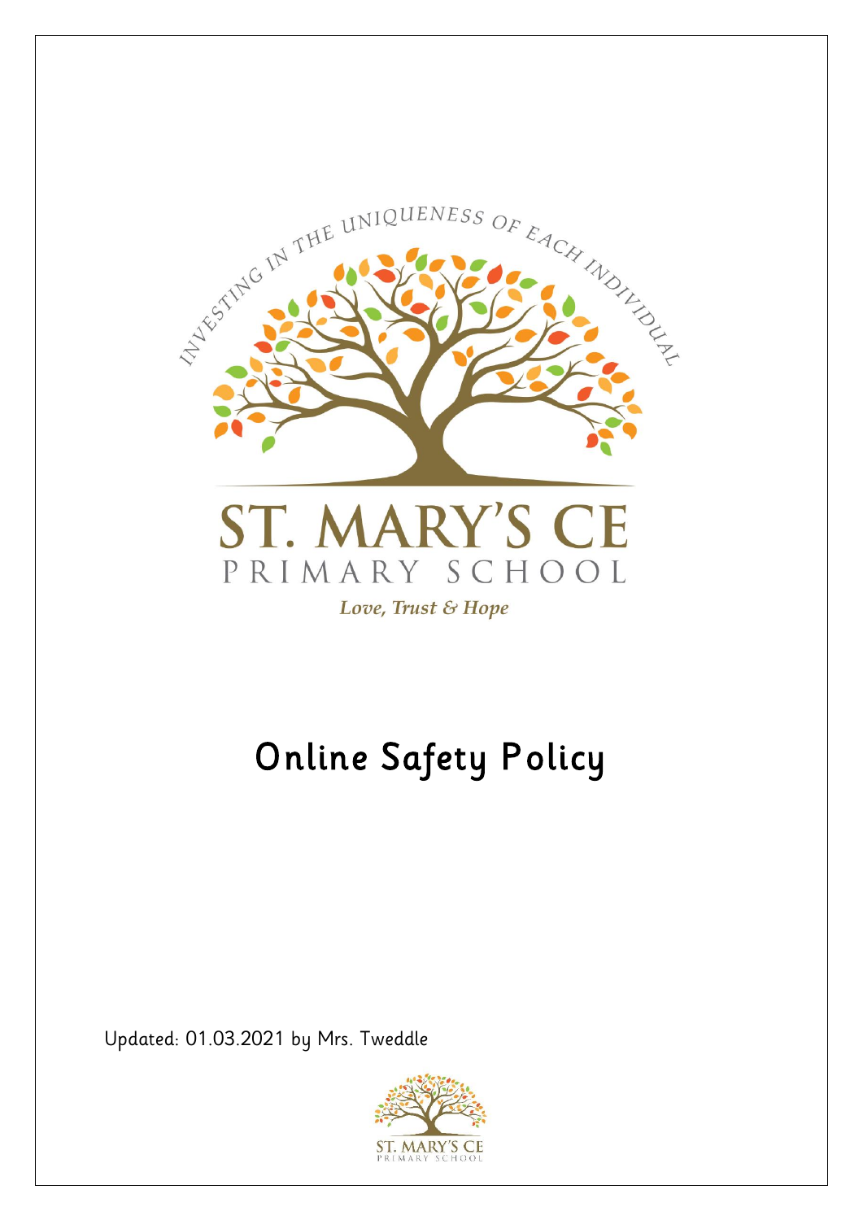INVESTING IN THE UNIQUENESS OF EACH INDIVIDUAL

ST. MARY'S CE
PRIMARY SCHOOL

*Love, Trust & Hope*

# Online Safety Policy

Updated: 01.03.2021 by Mrs. Tweddle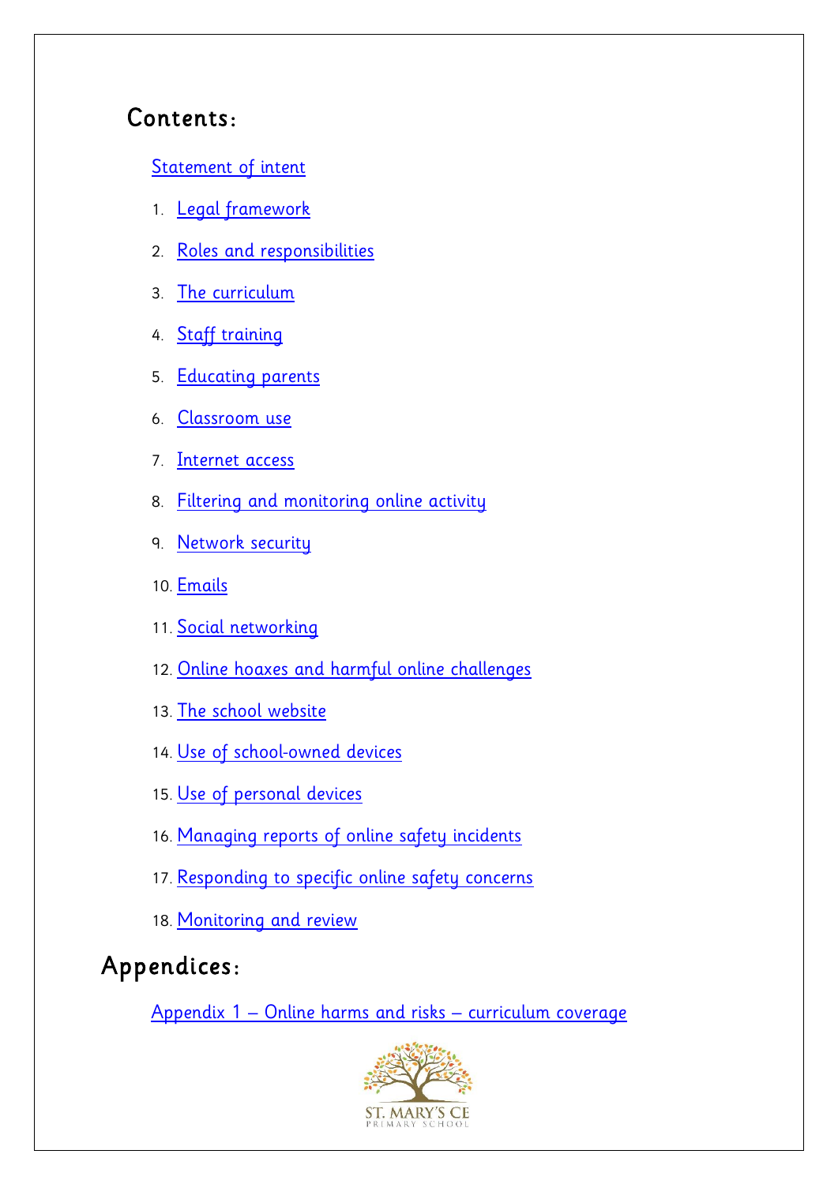## Contents:

[Statement of intent]

1. [Legal framework]
2. [Roles and responsibilities]
3. [The curriculum]
4. [Staff training]
5. [Educating parents]
6. [Classroom use]
7. [Internet access]
8. [Filtering and monitoring online activity]
9. [Network security]
10. [Emails]
11. [Social networking]
12. [Online hoaxes and harmful online challenges]
13. [The school website]
14. [Use of school-owned devices]
15. [Use of personal devices]
16. [Managing reports of online safety incidents]
17. [Responding to specific online safety concerns]
18. [Monitoring and review]

## Appendices:

[Appendix 1 – Online harms and risks – curriculum coverage]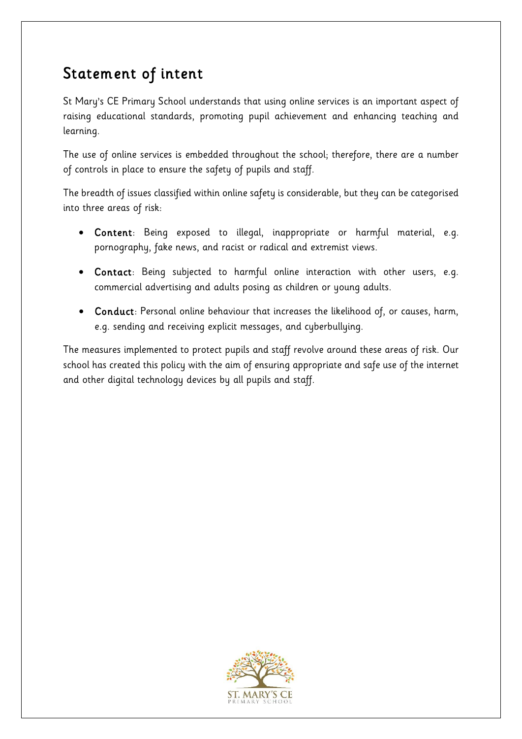# Statement of intent

St Mary's CE Primary School understands that using online services is an important aspect of raising educational standards, promoting pupil achievement and enhancing teaching and learning.

The use of online services is embedded throughout the school; therefore, there are a number of controls in place to ensure the safety of pupils and staff.

The breadth of issues classified within online safety is considerable, but they can be categorised into three areas of risk:

- **Content**: Being exposed to illegal, inappropriate or harmful material, e.g. pornography, fake news, and racist or radical and extremist views.
- **Contact**: Being subjected to harmful online interaction with other users, e.g. commercial advertising and adults posing as children or young adults.
- **Conduct**: Personal online behaviour that increases the likelihood of, or causes, harm, e.g. sending and receiving explicit messages, and cyberbullying.

The measures implemented to protect pupils and staff revolve around these areas of risk. Our school has created this policy with the aim of ensuring appropriate and safe use of the internet and other digital technology devices by all pupils and staff.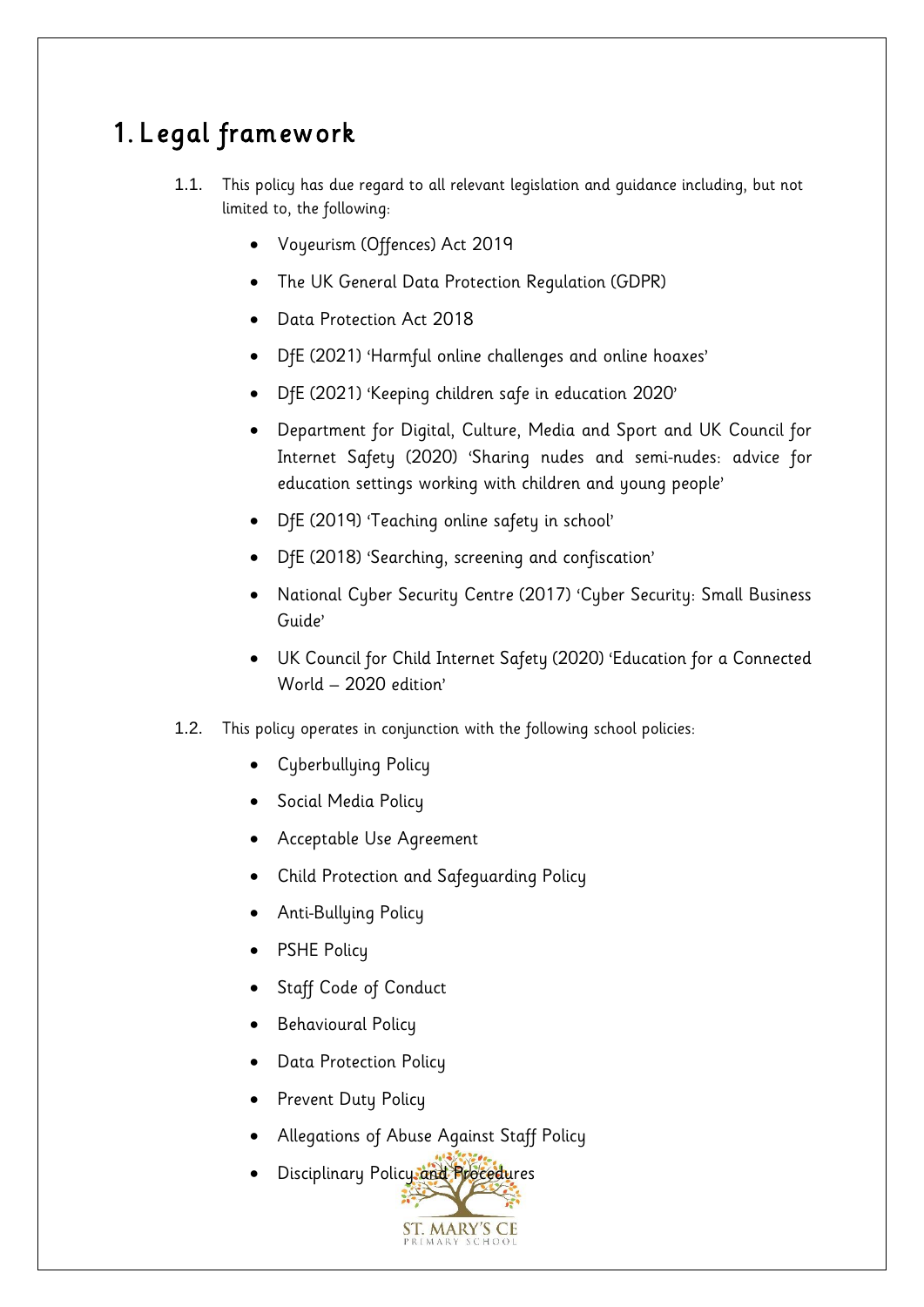# 1. Legal framework

1.1. This policy has due regard to all relevant legislation and guidance including, but not limited to, the following:

- Voyeurism (Offences) Act 2019
- The UK General Data Protection Regulation (GDPR)
- Data Protection Act 2018
- DfE (2021) 'Harmful online challenges and online hoaxes'
- DfE (2021) 'Keeping children safe in education 2020'
- Department for Digital, Culture, Media and Sport and UK Council for Internet Safety (2020) 'Sharing nudes and semi-nudes: advice for education settings working with children and young people'
- DfE (2019) 'Teaching online safety in school'
- DfE (2018) 'Searching, screening and confiscation'
- National Cyber Security Centre (2017) 'Cyber Security: Small Business Guide'
- UK Council for Child Internet Safety (2020) 'Education for a Connected World – 2020 edition'

1.2. This policy operates in conjunction with the following school policies:

- Cyberbullying Policy
- Social Media Policy
- Acceptable Use Agreement
- Child Protection and Safeguarding Policy
- Anti-Bullying Policy
- PSHE Policy
- Staff Code of Conduct
- Behavioural Policy
- Data Protection Policy
- Prevent Duty Policy
- Allegations of Abuse Against Staff Policy
- Disciplinary Policy and Procedures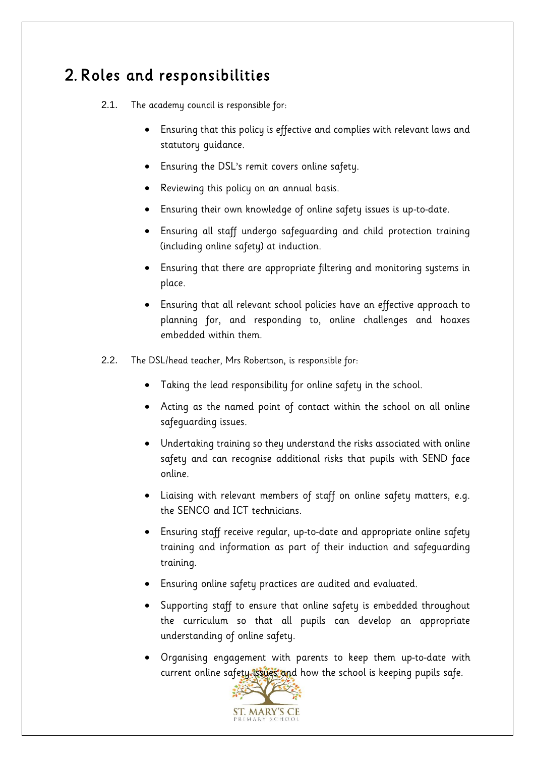## 2. Roles and responsibilities

2.1. The academy council is responsible for:

- Ensuring that this policy is effective and complies with relevant laws and statutory guidance.
- Ensuring the DSL's remit covers online safety.
- Reviewing this policy on an annual basis.
- Ensuring their own knowledge of online safety issues is up-to-date.
- Ensuring all staff undergo safeguarding and child protection training (including online safety) at induction.
- Ensuring that there are appropriate filtering and monitoring systems in place.
- Ensuring that all relevant school policies have an effective approach to planning for, and responding to, online challenges and hoaxes embedded within them.

2.2. The DSL/head teacher, Mrs Robertson, is responsible for:

- Taking the lead responsibility for online safety in the school.
- Acting as the named point of contact within the school on all online safeguarding issues.
- Undertaking training so they understand the risks associated with online safety and can recognise additional risks that pupils with SEND face online.
- Liaising with relevant members of staff on online safety matters, e.g. the SENCO and ICT technicians.
- Ensuring staff receive regular, up-to-date and appropriate online safety training and information as part of their induction and safeguarding training.
- Ensuring online safety practices are audited and evaluated.
- Supporting staff to ensure that online safety is embedded throughout the curriculum so that all pupils can develop an appropriate understanding of online safety.
- Organising engagement with parents to keep them up-to-date with current online safety issues and how the school is keeping pupils safe.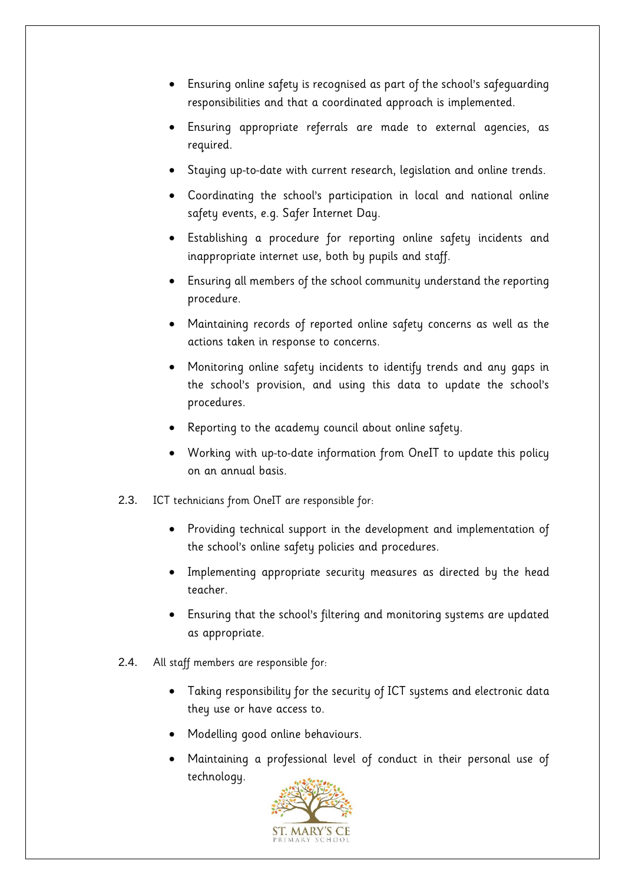- Ensuring online safety is recognised as part of the school's safeguarding responsibilities and that a coordinated approach is implemented.
- Ensuring appropriate referrals are made to external agencies, as required.
- Staying up-to-date with current research, legislation and online trends.
- Coordinating the school's participation in local and national online safety events, e.g. Safer Internet Day.
- Establishing a procedure for reporting online safety incidents and inappropriate internet use, both by pupils and staff.
- Ensuring all members of the school community understand the reporting procedure.
- Maintaining records of reported online safety concerns as well as the actions taken in response to concerns.
- Monitoring online safety incidents to identify trends and any gaps in the school's provision, and using this data to update the school's procedures.
- Reporting to the academy council about online safety.
- Working with up-to-date information from OneIT to update this policy on an annual basis.

2.3. ICT technicians from OneIT are responsible for:

- Providing technical support in the development and implementation of the school's online safety policies and procedures.
- Implementing appropriate security measures as directed by the head teacher.
- Ensuring that the school's filtering and monitoring systems are updated as appropriate.

2.4. All staff members are responsible for:

- Taking responsibility for the security of ICT systems and electronic data they use or have access to.
- Modelling good online behaviours.
- Maintaining a professional level of conduct in their personal use of technology.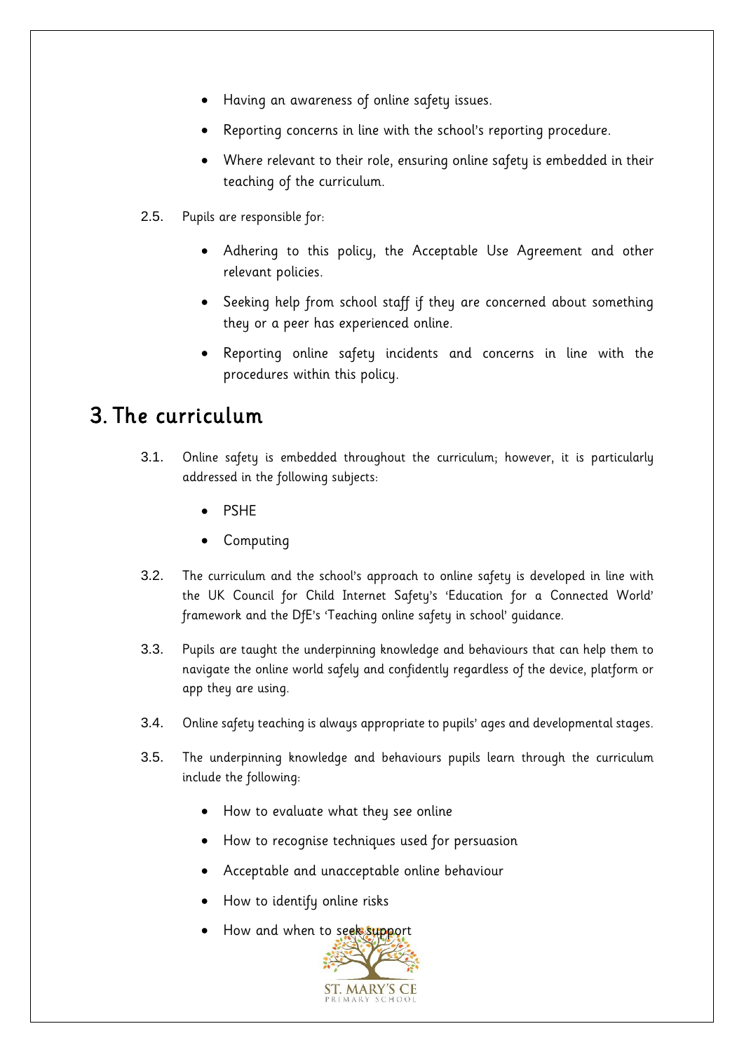- Having an awareness of online safety issues.
- Reporting concerns in line with the school's reporting procedure.
- Where relevant to their role, ensuring online safety is embedded in their teaching of the curriculum.

2.5. Pupils are responsible for:

- Adhering to this policy, the Acceptable Use Agreement and other relevant policies.
- Seeking help from school staff if they are concerned about something they or a peer has experienced online.
- Reporting online safety incidents and concerns in line with the procedures within this policy.

# 3. The curriculum

3.1. Online safety is embedded throughout the curriculum; however, it is particularly addressed in the following subjects:

- PSHE
- Computing

3.2. The curriculum and the school's approach to online safety is developed in line with the UK Council for Child Internet Safety's 'Education for a Connected World' framework and the DfE's 'Teaching online safety in school' guidance.

3.3. Pupils are taught the underpinning knowledge and behaviours that can help them to navigate the online world safely and confidently regardless of the device, platform or app they are using.

3.4. Online safety teaching is always appropriate to pupils' ages and developmental stages.

3.5. The underpinning knowledge and behaviours pupils learn through the curriculum include the following:

- How to evaluate what they see online
- How to recognise techniques used for persuasion
- Acceptable and unacceptable online behaviour
- How to identify online risks
- How and when to seek support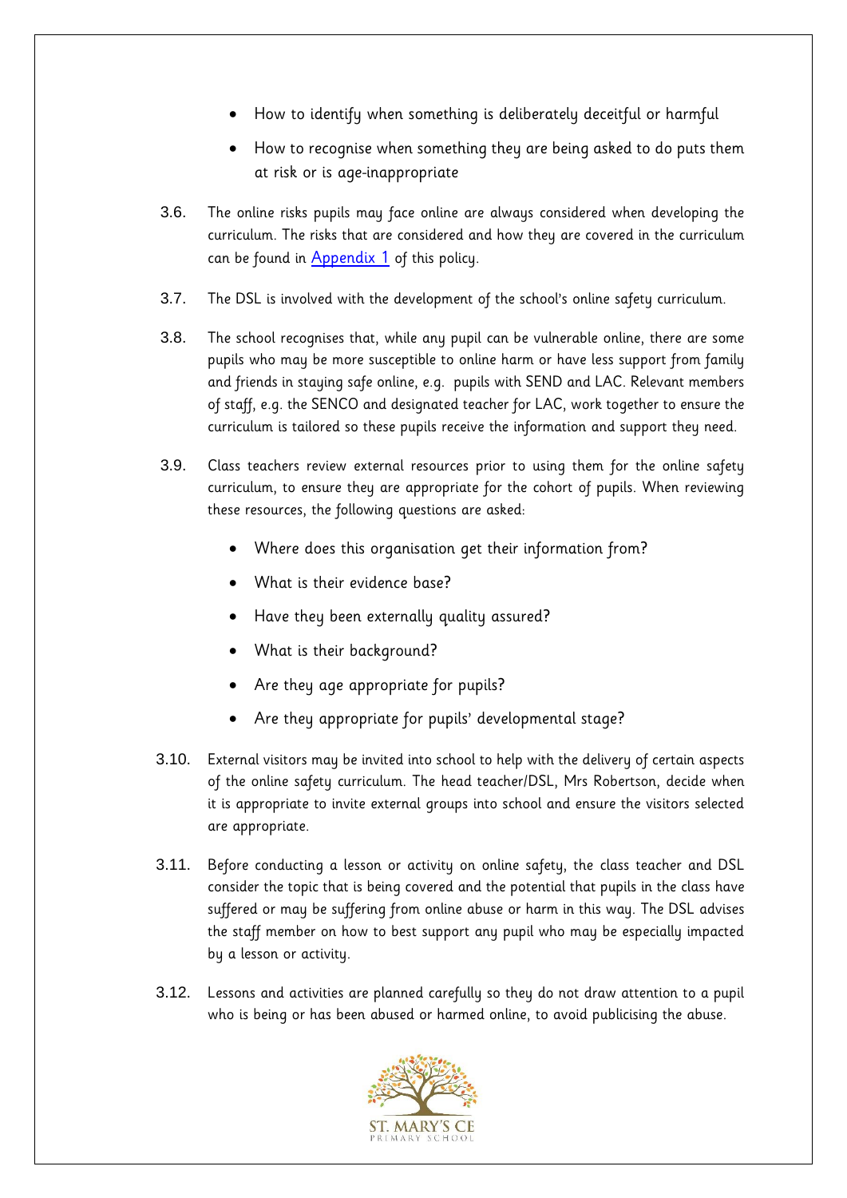- How to identify when something is deliberately deceitful or harmful
- How to recognise when something they are being asked to do puts them at risk or is age-inappropriate

3.6. The online risks pupils may face online are always considered when developing the curriculum. The risks that are considered and how they are covered in the curriculum can be found in [Appendix 1](#) of this policy.

3.7. The DSL is involved with the development of the school's online safety curriculum.

3.8. The school recognises that, while any pupil can be vulnerable online, there are some pupils who may be more susceptible to online harm or have less support from family and friends in staying safe online, e.g. pupils with SEND and LAC. Relevant members of staff, e.g. the SENCO and designated teacher for LAC, work together to ensure the curriculum is tailored so these pupils receive the information and support they need.

3.9. Class teachers review external resources prior to using them for the online safety curriculum, to ensure they are appropriate for the cohort of pupils. When reviewing these resources, the following questions are asked:

- Where does this organisation get their information from?
- What is their evidence base?
- Have they been externally quality assured?
- What is their background?
- Are they age appropriate for pupils?
- Are they appropriate for pupils' developmental stage?

3.10. External visitors may be invited into school to help with the delivery of certain aspects of the online safety curriculum. The head teacher/DSL, Mrs Robertson, decide when it is appropriate to invite external groups into school and ensure the visitors selected are appropriate.

3.11. Before conducting a lesson or activity on online safety, the class teacher and DSL consider the topic that is being covered and the potential that pupils in the class have suffered or may be suffering from online abuse or harm in this way. The DSL advises the staff member on how to best support any pupil who may be especially impacted by a lesson or activity.

3.12. Lessons and activities are planned carefully so they do not draw attention to a pupil who is being or has been abused or harmed online, to avoid publicising the abuse.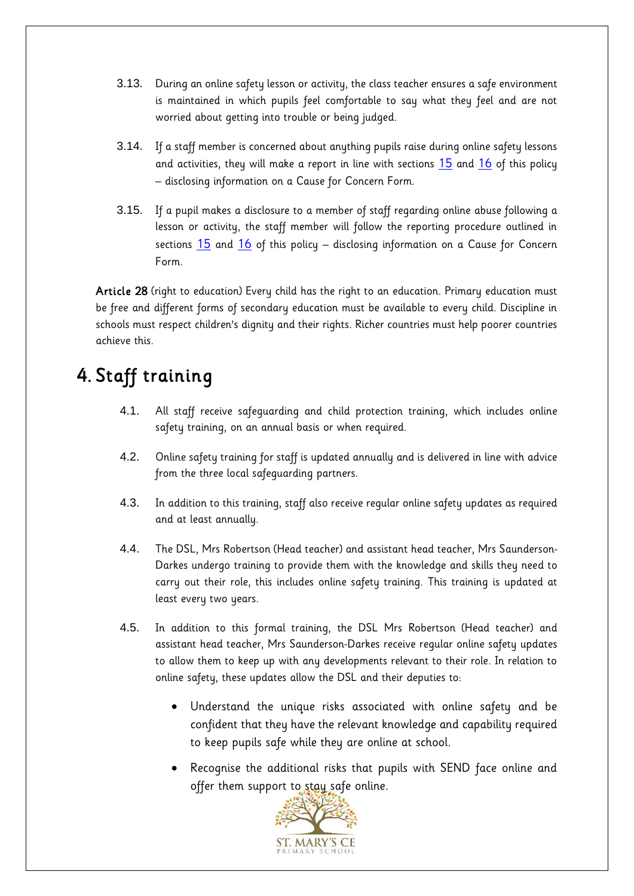3.13. During an online safety lesson or activity, the class teacher ensures a safe environment is maintained in which pupils feel comfortable to say what they feel and are not worried about getting into trouble or being judged.

3.14. If a staff member is concerned about anything pupils raise during online safety lessons and activities, they will make a report in line with sections 15 and 16 of this policy – disclosing information on a Cause for Concern Form.

3.15. If a pupil makes a disclosure to a member of staff regarding online abuse following a lesson or activity, the staff member will follow the reporting procedure outlined in sections 15 and 16 of this policy – disclosing information on a Cause for Concern Form.

**Article 28** (right to education) Every child has the right to an education. Primary education must be free and different forms of secondary education must be available to every child. Discipline in schools must respect children's dignity and their rights. Richer countries must help poorer countries achieve this.

# 4. Staff training

4.1. All staff receive safeguarding and child protection training, which includes online safety training, on an annual basis or when required.

4.2. Online safety training for staff is updated annually and is delivered in line with advice from the three local safeguarding partners.

4.3. In addition to this training, staff also receive regular online safety updates as required and at least annually.

4.4. The DSL, Mrs Robertson (Head teacher) and assistant head teacher, Mrs Saunderson-Darkes undergo training to provide them with the knowledge and skills they need to carry out their role, this includes online safety training. This training is updated at least every two years.

4.5. In addition to this formal training, the DSL Mrs Robertson (Head teacher) and assistant head teacher, Mrs Saunderson-Darkes receive regular online safety updates to allow them to keep up with any developments relevant to their role. In relation to online safety, these updates allow the DSL and their deputies to:

- Understand the unique risks associated with online safety and be confident that they have the relevant knowledge and capability required to keep pupils safe while they are online at school.
- Recognise the additional risks that pupils with SEND face online and offer them support to stay safe online.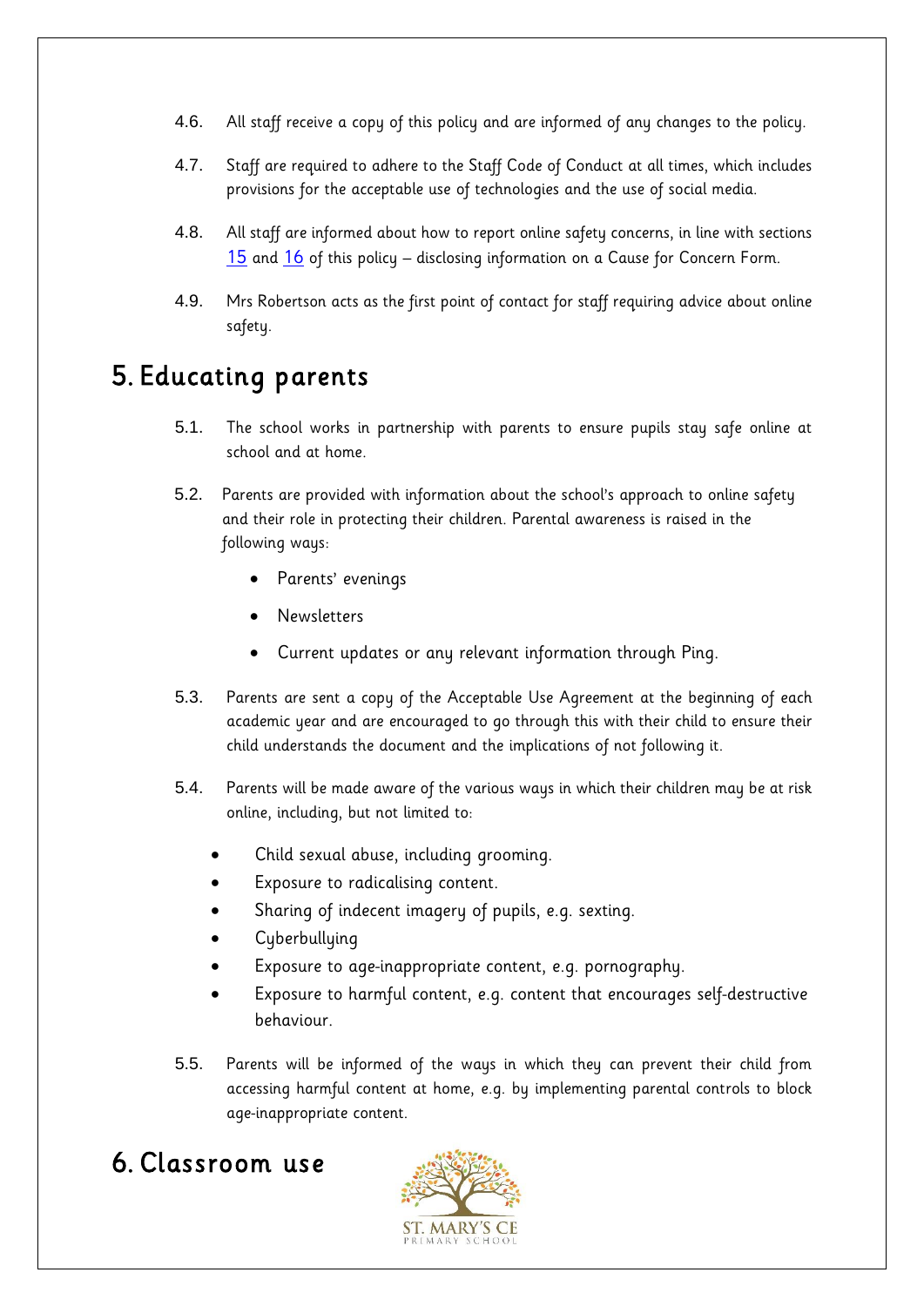4.6. All staff receive a copy of this policy and are informed of any changes to the policy.

4.7. Staff are required to adhere to the Staff Code of Conduct at all times, which includes provisions for the acceptable use of technologies and the use of social media.

4.8. All staff are informed about how to report online safety concerns, in line with sections 15 and 16 of this policy – disclosing information on a Cause for Concern Form.

4.9. Mrs Robertson acts as the first point of contact for staff requiring advice about online safety.

# 5. Educating parents

5.1. The school works in partnership with parents to ensure pupils stay safe online at school and at home.

5.2. Parents are provided with information about the school's approach to online safety and their role in protecting their children. Parental awareness is raised in the following ways:

- Parents' evenings
- Newsletters
- Current updates or any relevant information through Ping.

5.3. Parents are sent a copy of the Acceptable Use Agreement at the beginning of each academic year and are encouraged to go through this with their child to ensure their child understands the document and the implications of not following it.

5.4. Parents will be made aware of the various ways in which their children may be at risk online, including, but not limited to:

- Child sexual abuse, including grooming.
- Exposure to radicalising content.
- Sharing of indecent imagery of pupils, e.g. sexting.
- Cyberbullying
- Exposure to age-inappropriate content, e.g. pornography.
- Exposure to harmful content, e.g. content that encourages self-destructive behaviour.

5.5. Parents will be informed of the ways in which they can prevent their child from accessing harmful content at home, e.g. by implementing parental controls to block age-inappropriate content.

# 6. Classroom use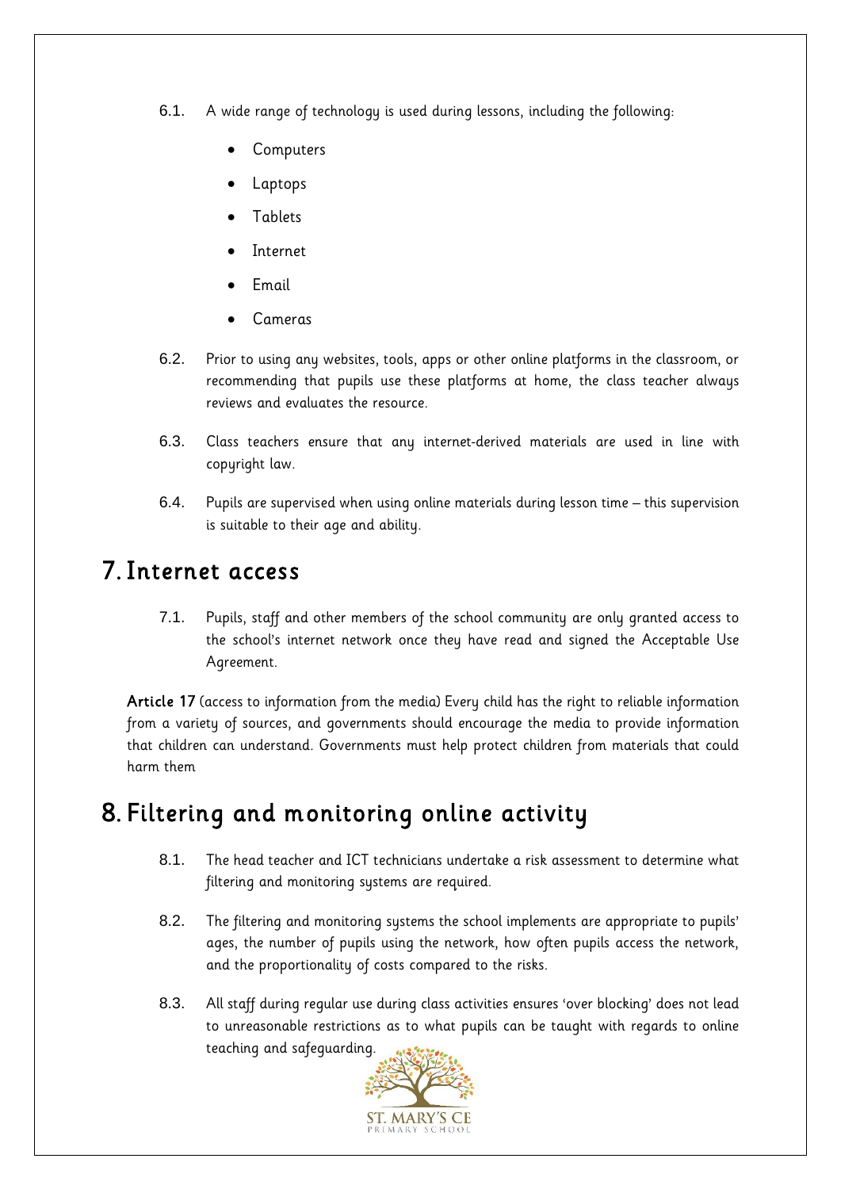6.1. A wide range of technology is used during lessons, including the following:

- Computers
- Laptops
- Tablets
- Internet
- Email
- Cameras

6.2. Prior to using any websites, tools, apps or other online platforms in the classroom, or recommending that pupils use these platforms at home, the class teacher always reviews and evaluates the resource.

6.3. Class teachers ensure that any internet-derived materials are used in line with copyright law.

6.4. Pupils are supervised when using online materials during lesson time – this supervision is suitable to their age and ability.

# 7. Internet access

7.1. Pupils, staff and other members of the school community are only granted access to the school's internet network once they have read and signed the Acceptable Use Agreement.

**Article 17** (access to information from the media) Every child has the right to reliable information from a variety of sources, and governments should encourage the media to provide information that children can understand. Governments must help protect children from materials that could harm them

# 8. Filtering and monitoring online activity

8.1. The head teacher and ICT technicians undertake a risk assessment to determine what filtering and monitoring systems are required.

8.2. The filtering and monitoring systems the school implements are appropriate to pupils' ages, the number of pupils using the network, how often pupils access the network, and the proportionality of costs compared to the risks.

8.3. All staff during regular use during class activities ensures 'over blocking' does not lead to unreasonable restrictions as to what pupils can be taught with regards to online teaching and safeguarding.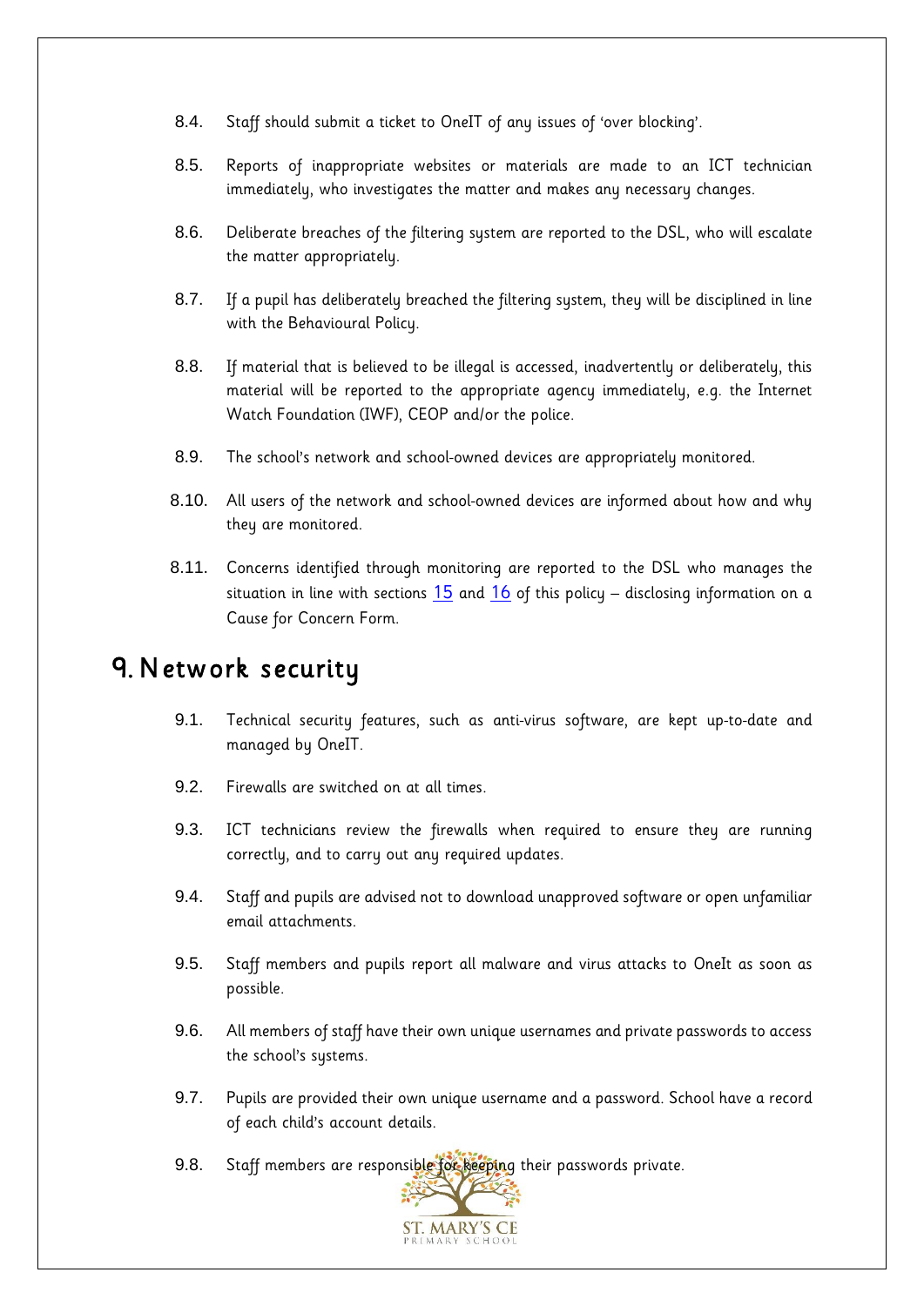8.4. Staff should submit a ticket to OneIT of any issues of 'over blocking'.

8.5. Reports of inappropriate websites or materials are made to an ICT technician immediately, who investigates the matter and makes any necessary changes.

8.6. Deliberate breaches of the filtering system are reported to the DSL, who will escalate the matter appropriately.

8.7. If a pupil has deliberately breached the filtering system, they will be disciplined in line with the Behavioural Policy.

8.8. If material that is believed to be illegal is accessed, inadvertently or deliberately, this material will be reported to the appropriate agency immediately, e.g. the Internet Watch Foundation (IWF), CEOP and/or the police.

8.9. The school's network and school-owned devices are appropriately monitored.

8.10. All users of the network and school-owned devices are informed about how and why they are monitored.

8.11. Concerns identified through monitoring are reported to the DSL who manages the situation in line with sections 15 and 16 of this policy – disclosing information on a Cause for Concern Form.

# 9. Network security

9.1. Technical security features, such as anti-virus software, are kept up-to-date and managed by OneIT.

9.2. Firewalls are switched on at all times.

9.3. ICT technicians review the firewalls when required to ensure they are running correctly, and to carry out any required updates.

9.4. Staff and pupils are advised not to download unapproved software or open unfamiliar email attachments.

9.5. Staff members and pupils report all malware and virus attacks to OneIt as soon as possible.

9.6. All members of staff have their own unique usernames and private passwords to access the school's systems.

9.7. Pupils are provided their own unique username and a password. School have a record of each child's account details.

9.8. Staff members are responsible for keeping their passwords private.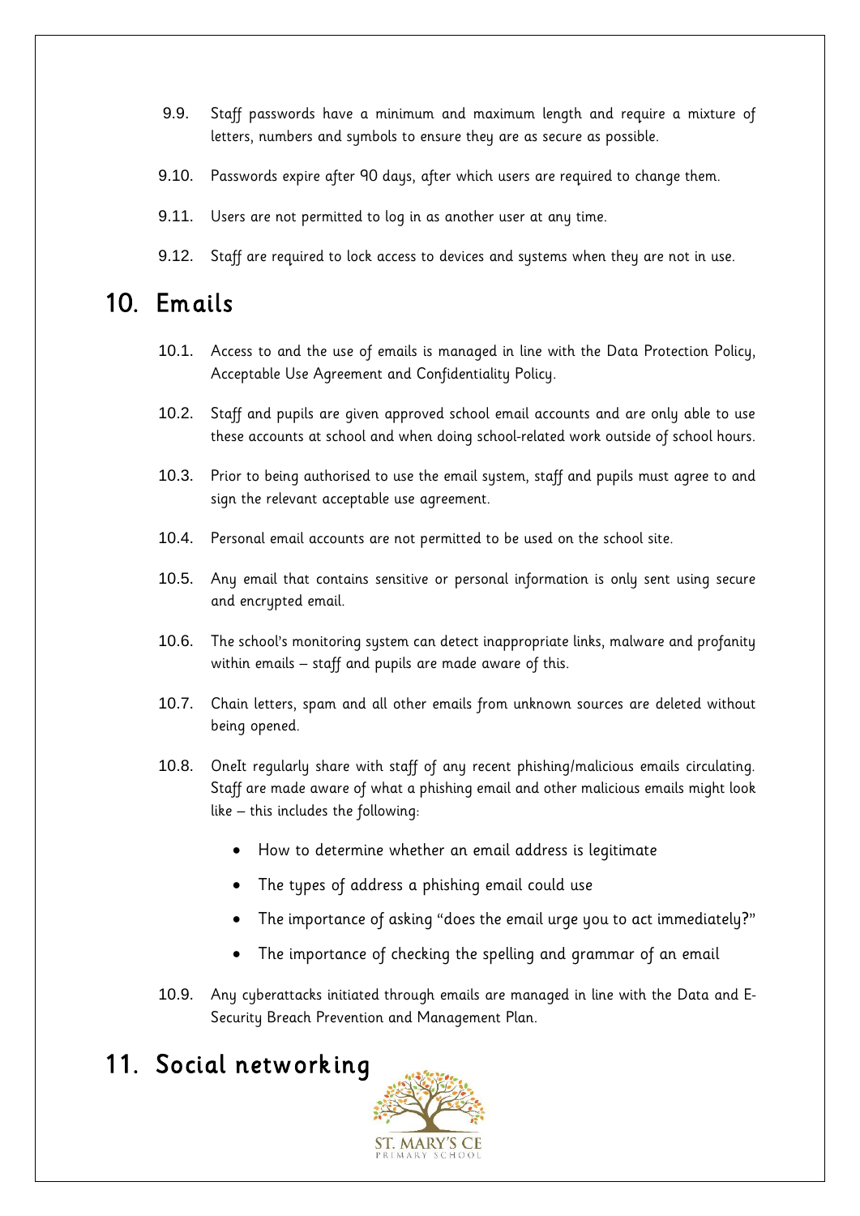9.9. Staff passwords have a minimum and maximum length and require a mixture of letters, numbers and symbols to ensure they are as secure as possible.

9.10. Passwords expire after 90 days, after which users are required to change them.

9.11. Users are not permitted to log in as another user at any time.

9.12. Staff are required to lock access to devices and systems when they are not in use.

# 10. Emails

10.1. Access to and the use of emails is managed in line with the Data Protection Policy, Acceptable Use Agreement and Confidentiality Policy.

10.2. Staff and pupils are given approved school email accounts and are only able to use these accounts at school and when doing school-related work outside of school hours.

10.3. Prior to being authorised to use the email system, staff and pupils must agree to and sign the relevant acceptable use agreement.

10.4. Personal email accounts are not permitted to be used on the school site.

10.5. Any email that contains sensitive or personal information is only sent using secure and encrypted email.

10.6. The school's monitoring system can detect inappropriate links, malware and profanity within emails – staff and pupils are made aware of this.

10.7. Chain letters, spam and all other emails from unknown sources are deleted without being opened.

10.8. OneIt regularly share with staff of any recent phishing/malicious emails circulating. Staff are made aware of what a phishing email and other malicious emails might look like – this includes the following:

- How to determine whether an email address is legitimate
- The types of address a phishing email could use
- The importance of asking "does the email urge you to act immediately?"
- The importance of checking the spelling and grammar of an email

10.9. Any cyberattacks initiated through emails are managed in line with the Data and E-Security Breach Prevention and Management Plan.

# 11. Social networking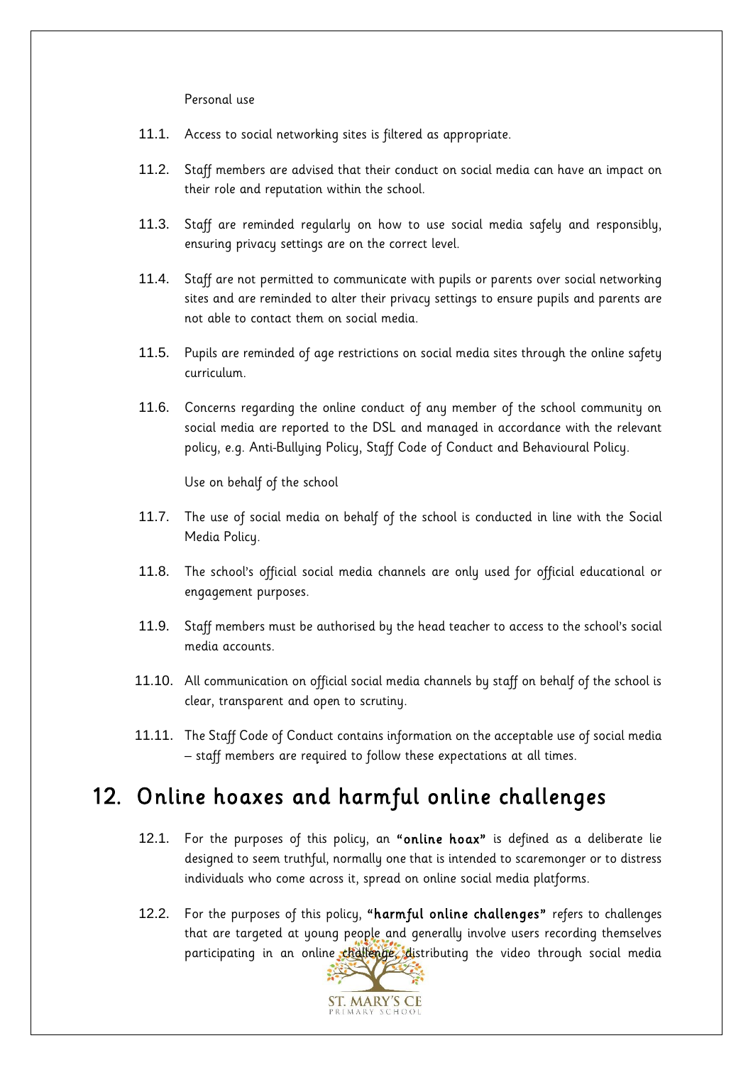Personal use

11.1. Access to social networking sites is filtered as appropriate.

11.2. Staff members are advised that their conduct on social media can have an impact on their role and reputation within the school.

11.3. Staff are reminded regularly on how to use social media safely and responsibly, ensuring privacy settings are on the correct level.

11.4. Staff are not permitted to communicate with pupils or parents over social networking sites and are reminded to alter their privacy settings to ensure pupils and parents are not able to contact them on social media.

11.5. Pupils are reminded of age restrictions on social media sites through the online safety curriculum.

11.6. Concerns regarding the online conduct of any member of the school community on social media are reported to the DSL and managed in accordance with the relevant policy, e.g. Anti-Bullying Policy, Staff Code of Conduct and Behavioural Policy.

Use on behalf of the school

11.7. The use of social media on behalf of the school is conducted in line with the Social Media Policy.

11.8. The school's official social media channels are only used for official educational or engagement purposes.

11.9. Staff members must be authorised by the head teacher to access to the school's social media accounts.

11.10. All communication on official social media channels by staff on behalf of the school is clear, transparent and open to scrutiny.

11.11. The Staff Code of Conduct contains information on the acceptable use of social media – staff members are required to follow these expectations at all times.

## 12. Online hoaxes and harmful online challenges

12.1. For the purposes of this policy, an **"online hoax"** is defined as a deliberate lie designed to seem truthful, normally one that is intended to scaremonger or to distress individuals who come across it, spread on online social media platforms.

12.2. For the purposes of this policy, **"harmful online challenges"** refers to challenges that are targeted at young people and generally involve users recording themselves participating in an online challenge, distributing the video through social media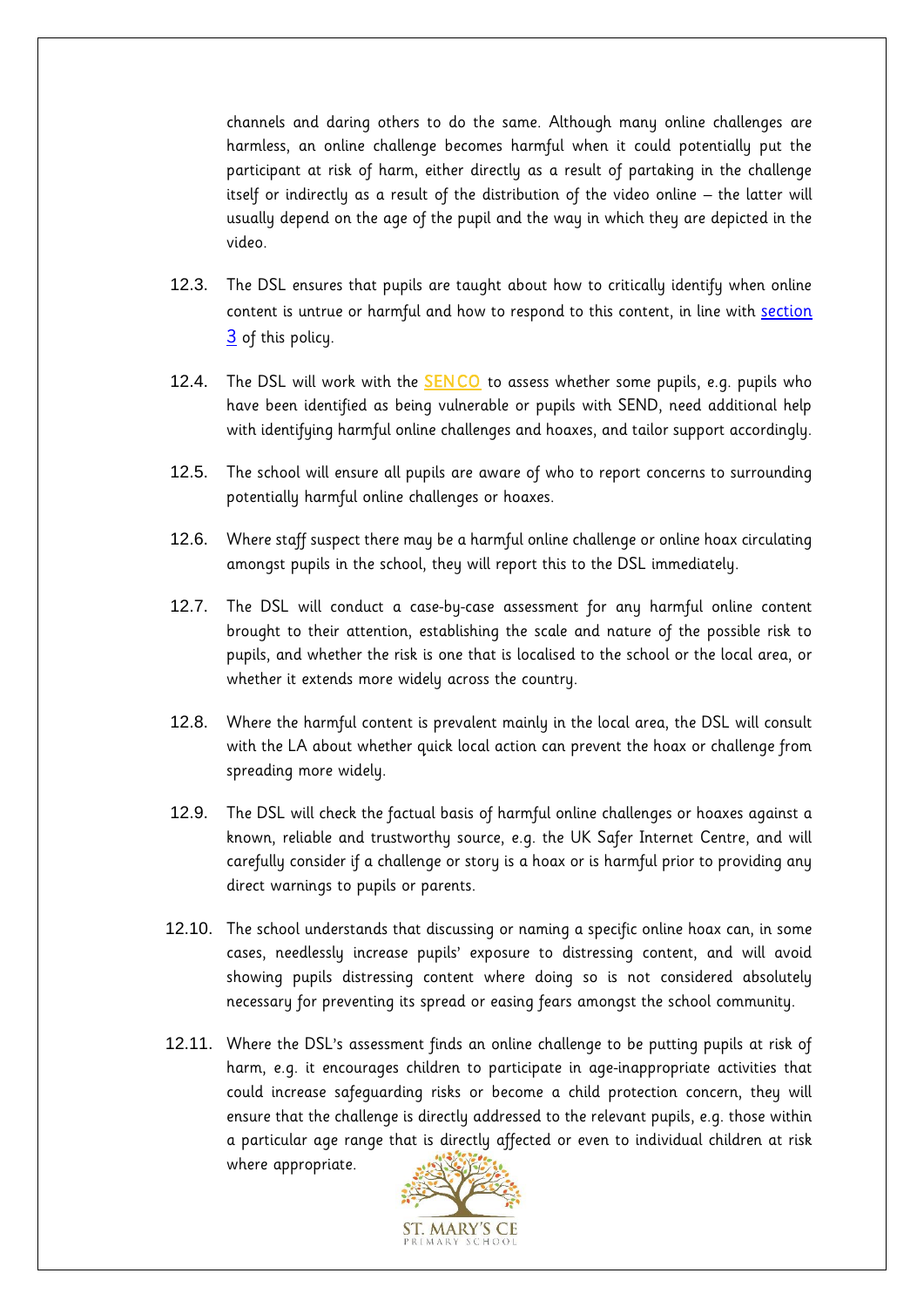channels and daring others to do the same. Although many online challenges are harmless, an online challenge becomes harmful when it could potentially put the participant at risk of harm, either directly as a result of partaking in the challenge itself or indirectly as a result of the distribution of the video online – the latter will usually depend on the age of the pupil and the way in which they are depicted in the video.

12.3. The DSL ensures that pupils are taught about how to critically identify when online content is untrue or harmful and how to respond to this content, in line with section 3 of this policy.

12.4. The DSL will work with the SENCO to assess whether some pupils, e.g. pupils who have been identified as being vulnerable or pupils with SEND, need additional help with identifying harmful online challenges and hoaxes, and tailor support accordingly.

12.5. The school will ensure all pupils are aware of who to report concerns to surrounding potentially harmful online challenges or hoaxes.

12.6. Where staff suspect there may be a harmful online challenge or online hoax circulating amongst pupils in the school, they will report this to the DSL immediately.

12.7. The DSL will conduct a case-by-case assessment for any harmful online content brought to their attention, establishing the scale and nature of the possible risk to pupils, and whether the risk is one that is localised to the school or the local area, or whether it extends more widely across the country.

12.8. Where the harmful content is prevalent mainly in the local area, the DSL will consult with the LA about whether quick local action can prevent the hoax or challenge from spreading more widely.

12.9. The DSL will check the factual basis of harmful online challenges or hoaxes against a known, reliable and trustworthy source, e.g. the UK Safer Internet Centre, and will carefully consider if a challenge or story is a hoax or is harmful prior to providing any direct warnings to pupils or parents.

12.10. The school understands that discussing or naming a specific online hoax can, in some cases, needlessly increase pupils' exposure to distressing content, and will avoid showing pupils distressing content where doing so is not considered absolutely necessary for preventing its spread or easing fears amongst the school community.

12.11. Where the DSL's assessment finds an online challenge to be putting pupils at risk of harm, e.g. it encourages children to participate in age-inappropriate activities that could increase safeguarding risks or become a child protection concern, they will ensure that the challenge is directly addressed to the relevant pupils, e.g. those within a particular age range that is directly affected or even to individual children at risk where appropriate.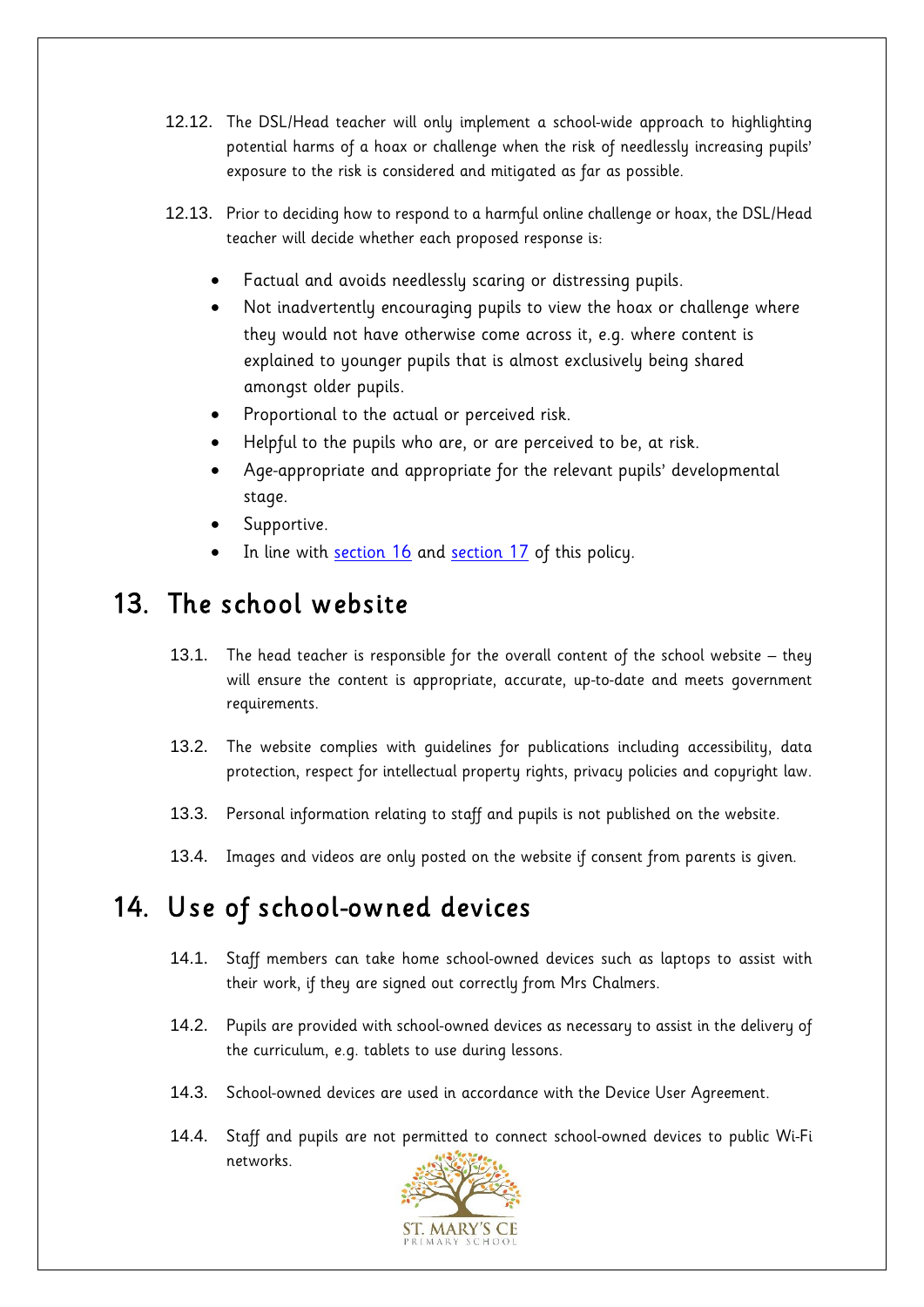12.12. The DSL/Head teacher will only implement a school-wide approach to highlighting potential harms of a hoax or challenge when the risk of needlessly increasing pupils' exposure to the risk is considered and mitigated as far as possible.

12.13. Prior to deciding how to respond to a harmful online challenge or hoax, the DSL/Head teacher will decide whether each proposed response is:

- Factual and avoids needlessly scaring or distressing pupils.
- Not inadvertently encouraging pupils to view the hoax or challenge where they would not have otherwise come across it, e.g. where content is explained to younger pupils that is almost exclusively being shared amongst older pupils.
- Proportional to the actual or perceived risk.
- Helpful to the pupils who are, or are perceived to be, at risk.
- Age-appropriate and appropriate for the relevant pupils' developmental stage.
- Supportive.
- In line with section 16 and section 17 of this policy.

## 13. The school website

13.1. The head teacher is responsible for the overall content of the school website – they will ensure the content is appropriate, accurate, up-to-date and meets government requirements.

13.2. The website complies with guidelines for publications including accessibility, data protection, respect for intellectual property rights, privacy policies and copyright law.

13.3. Personal information relating to staff and pupils is not published on the website.

13.4. Images and videos are only posted on the website if consent from parents is given.

## 14. Use of school-owned devices

14.1. Staff members can take home school-owned devices such as laptops to assist with their work, if they are signed out correctly from Mrs Chalmers.

14.2. Pupils are provided with school-owned devices as necessary to assist in the delivery of the curriculum, e.g. tablets to use during lessons.

14.3. School-owned devices are used in accordance with the Device User Agreement.

14.4. Staff and pupils are not permitted to connect school-owned devices to public Wi-Fi networks.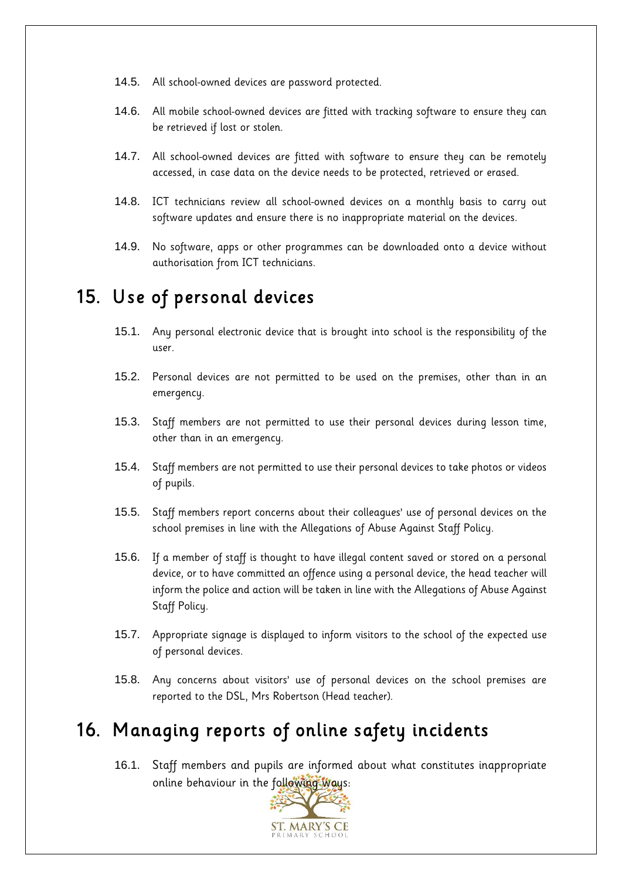14.5. All school-owned devices are password protected.

14.6. All mobile school-owned devices are fitted with tracking software to ensure they can be retrieved if lost or stolen.

14.7. All school-owned devices are fitted with software to ensure they can be remotely accessed, in case data on the device needs to be protected, retrieved or erased.

14.8. ICT technicians review all school-owned devices on a monthly basis to carry out software updates and ensure there is no inappropriate material on the devices.

14.9. No software, apps or other programmes can be downloaded onto a device without authorisation from ICT technicians.

# 15. Use of personal devices

15.1. Any personal electronic device that is brought into school is the responsibility of the user.

15.2. Personal devices are not permitted to be used on the premises, other than in an emergency.

15.3. Staff members are not permitted to use their personal devices during lesson time, other than in an emergency.

15.4. Staff members are not permitted to use their personal devices to take photos or videos of pupils.

15.5. Staff members report concerns about their colleagues' use of personal devices on the school premises in line with the Allegations of Abuse Against Staff Policy.

15.6. If a member of staff is thought to have illegal content saved or stored on a personal device, or to have committed an offence using a personal device, the head teacher will inform the police and action will be taken in line with the Allegations of Abuse Against Staff Policy.

15.7. Appropriate signage is displayed to inform visitors to the school of the expected use of personal devices.

15.8. Any concerns about visitors' use of personal devices on the school premises are reported to the DSL, Mrs Robertson (Head teacher).

# 16. Managing reports of online safety incidents

16.1. Staff members and pupils are informed about what constitutes inappropriate online behaviour in the following ways: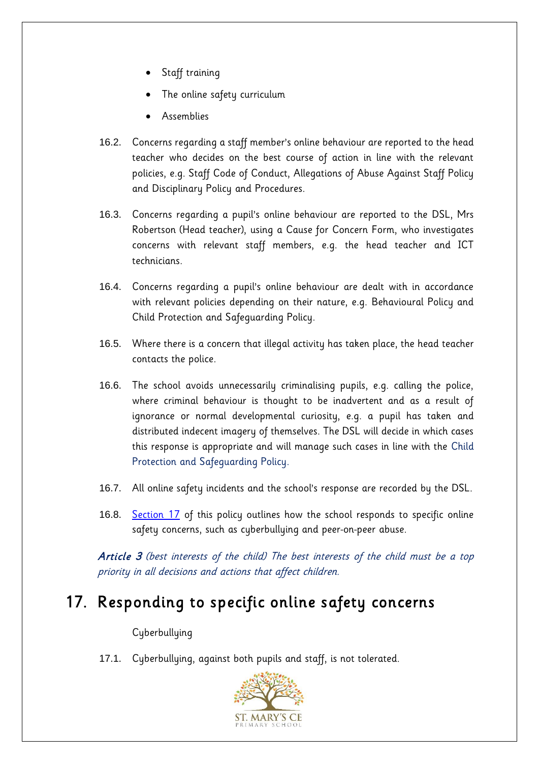- Staff training
- The online safety curriculum
- Assemblies

16.2. Concerns regarding a staff member's online behaviour are reported to the head teacher who decides on the best course of action in line with the relevant policies, e.g. Staff Code of Conduct, Allegations of Abuse Against Staff Policy and Disciplinary Policy and Procedures.

16.3. Concerns regarding a pupil's online behaviour are reported to the DSL, Mrs Robertson (Head teacher), using a Cause for Concern Form, who investigates concerns with relevant staff members, e.g. the head teacher and ICT technicians.

16.4. Concerns regarding a pupil's online behaviour are dealt with in accordance with relevant policies depending on their nature, e.g. Behavioural Policy and Child Protection and Safeguarding Policy.

16.5. Where there is a concern that illegal activity has taken place, the head teacher contacts the police.

16.6. The school avoids unnecessarily criminalising pupils, e.g. calling the police, where criminal behaviour is thought to be inadvertent and as a result of ignorance or normal developmental curiosity, e.g. a pupil has taken and distributed indecent imagery of themselves. The DSL will decide in which cases this response is appropriate and will manage such cases in line with the Child Protection and Safeguarding Policy.

16.7. All online safety incidents and the school's response are recorded by the DSL.

16.8. Section 17 of this policy outlines how the school responds to specific online safety concerns, such as cyberbullying and peer-on-peer abuse.

***Article 3*** *(best interests of the child) The best interests of the child must be a top priority in all decisions and actions that affect children.*

# 17. Responding to specific online safety concerns

Cyberbullying

17.1. Cyberbullying, against both pupils and staff, is not tolerated.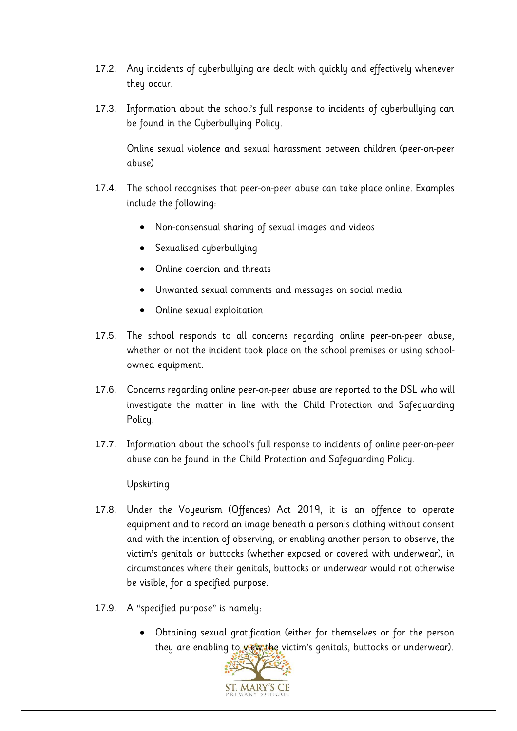17.2. Any incidents of cyberbullying are dealt with quickly and effectively whenever they occur.

17.3. Information about the school's full response to incidents of cyberbullying can be found in the Cyberbullying Policy.

### Online sexual violence and sexual harassment between children (peer-on-peer abuse)

17.4. The school recognises that peer-on-peer abuse can take place online. Examples include the following:

- Non-consensual sharing of sexual images and videos
- Sexualised cyberbullying
- Online coercion and threats
- Unwanted sexual comments and messages on social media
- Online sexual exploitation

17.5. The school responds to all concerns regarding online peer-on-peer abuse, whether or not the incident took place on the school premises or using school-owned equipment.

17.6. Concerns regarding online peer-on-peer abuse are reported to the DSL who will investigate the matter in line with the Child Protection and Safeguarding Policy.

17.7. Information about the school's full response to incidents of online peer-on-peer abuse can be found in the Child Protection and Safeguarding Policy.

### Upskirting

17.8. Under the Voyeurism (Offences) Act 2019, it is an offence to operate equipment and to record an image beneath a person's clothing without consent and with the intention of observing, or enabling another person to observe, the victim's genitals or buttocks (whether exposed or covered with underwear), in circumstances where their genitals, buttocks or underwear would not otherwise be visible, for a specified purpose.

17.9. A "specified purpose" is namely:

- Obtaining sexual gratification (either for themselves or for the person they are enabling to view the victim's genitals, buttocks or underwear).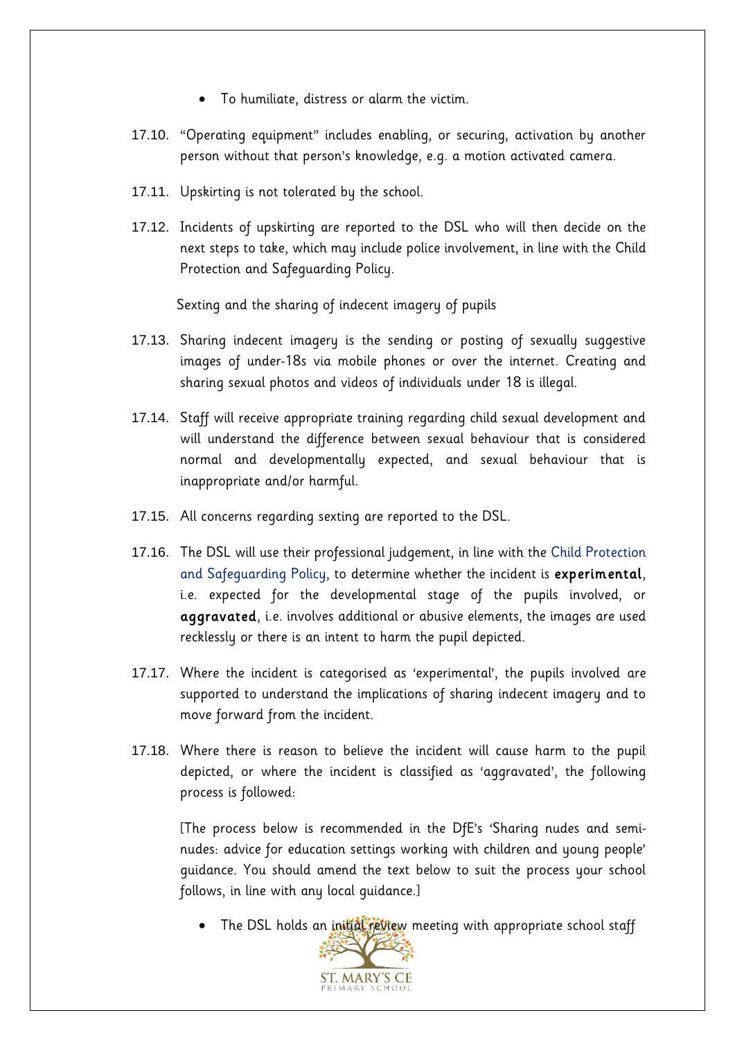- To humiliate, distress or alarm the victim.

17.10. "Operating equipment" includes enabling, or securing, activation by another person without that person's knowledge, e.g. a motion activated camera.

17.11. Upskirting is not tolerated by the school.

17.12. Incidents of upskirting are reported to the DSL who will then decide on the next steps to take, which may include police involvement, in line with the Child Protection and Safeguarding Policy.

Sexting and the sharing of indecent imagery of pupils

17.13. Sharing indecent imagery is the sending or posting of sexually suggestive images of under-18s via mobile phones or over the internet. Creating and sharing sexual photos and videos of individuals under 18 is illegal.

17.14. Staff will receive appropriate training regarding child sexual development and will understand the difference between sexual behaviour that is considered normal and developmentally expected, and sexual behaviour that is inappropriate and/or harmful.

17.15. All concerns regarding sexting are reported to the DSL.

17.16. The DSL will use their professional judgement, in line with the Child Protection and Safeguarding Policy, to determine whether the incident is **experimental**, i.e. expected for the developmental stage of the pupils involved, or **aggravated**, i.e. involves additional or abusive elements, the images are used recklessly or there is an intent to harm the pupil depicted.

17.17. Where the incident is categorised as 'experimental', the pupils involved are supported to understand the implications of sharing indecent imagery and to move forward from the incident.

17.18. Where there is reason to believe the incident will cause harm to the pupil depicted, or where the incident is classified as 'aggravated', the following process is followed:

[The process below is recommended in the DfE's 'Sharing nudes and semi-nudes: advice for education settings working with children and young people' guidance. You should amend the text below to suit the process your school follows, in line with any local guidance.]

- The DSL holds an initial review meeting with appropriate school staff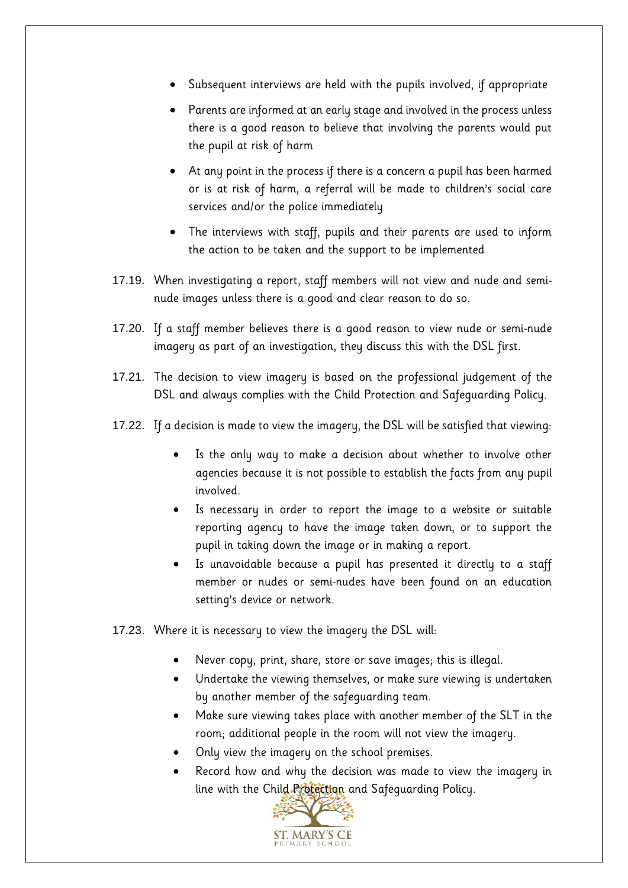- Subsequent interviews are held with the pupils involved, if appropriate
- Parents are informed at an early stage and involved in the process unless there is a good reason to believe that involving the parents would put the pupil at risk of harm
- At any point in the process if there is a concern a pupil has been harmed or is at risk of harm, a referral will be made to children's social care services and/or the police immediately
- The interviews with staff, pupils and their parents are used to inform the action to be taken and the support to be implemented

17.19. When investigating a report, staff members will not view and nude and semi-nude images unless there is a good and clear reason to do so.

17.20. If a staff member believes there is a good reason to view nude or semi-nude imagery as part of an investigation, they discuss this with the DSL first.

17.21. The decision to view imagery is based on the professional judgement of the DSL and always complies with the Child Protection and Safeguarding Policy.

17.22. If a decision is made to view the imagery, the DSL will be satisfied that viewing:

- Is the only way to make a decision about whether to involve other agencies because it is not possible to establish the facts from any pupil involved.
- Is necessary in order to report the image to a website or suitable reporting agency to have the image taken down, or to support the pupil in taking down the image or in making a report.
- Is unavoidable because a pupil has presented it directly to a staff member or nudes or semi-nudes have been found on an education setting's device or network.

17.23. Where it is necessary to view the imagery the DSL will:

- Never copy, print, share, store or save images; this is illegal.
- Undertake the viewing themselves, or make sure viewing is undertaken by another member of the safeguarding team.
- Make sure viewing takes place with another member of the SLT in the room; additional people in the room will not view the imagery.
- Only view the imagery on the school premises.
- Record how and why the decision was made to view the imagery in line with the Child Protection and Safeguarding Policy.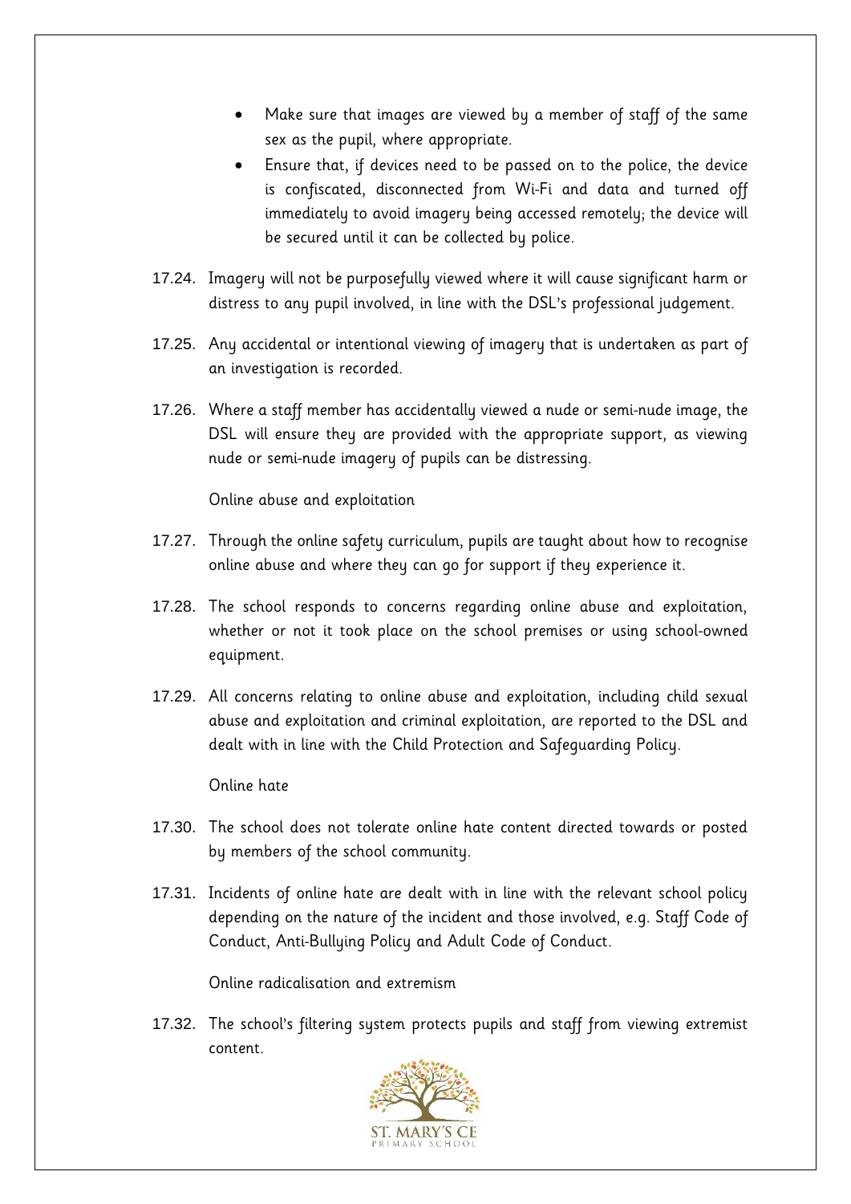- Make sure that images are viewed by a member of staff of the same sex as the pupil, where appropriate.
- Ensure that, if devices need to be passed on to the police, the device is confiscated, disconnected from Wi-Fi and data and turned off immediately to avoid imagery being accessed remotely; the device will be secured until it can be collected by police.

17.24. Imagery will not be purposefully viewed where it will cause significant harm or distress to any pupil involved, in line with the DSL's professional judgement.

17.25. Any accidental or intentional viewing of imagery that is undertaken as part of an investigation is recorded.

17.26. Where a staff member has accidentally viewed a nude or semi-nude image, the DSL will ensure they are provided with the appropriate support, as viewing nude or semi-nude imagery of pupils can be distressing.

Online abuse and exploitation

17.27. Through the online safety curriculum, pupils are taught about how to recognise online abuse and where they can go for support if they experience it.

17.28. The school responds to concerns regarding online abuse and exploitation, whether or not it took place on the school premises or using school-owned equipment.

17.29. All concerns relating to online abuse and exploitation, including child sexual abuse and exploitation and criminal exploitation, are reported to the DSL and dealt with in line with the Child Protection and Safeguarding Policy.

Online hate

17.30. The school does not tolerate online hate content directed towards or posted by members of the school community.

17.31. Incidents of online hate are dealt with in line with the relevant school policy depending on the nature of the incident and those involved, e.g. Staff Code of Conduct, Anti-Bullying Policy and Adult Code of Conduct.

Online radicalisation and extremism

17.32. The school's filtering system protects pupils and staff from viewing extremist content.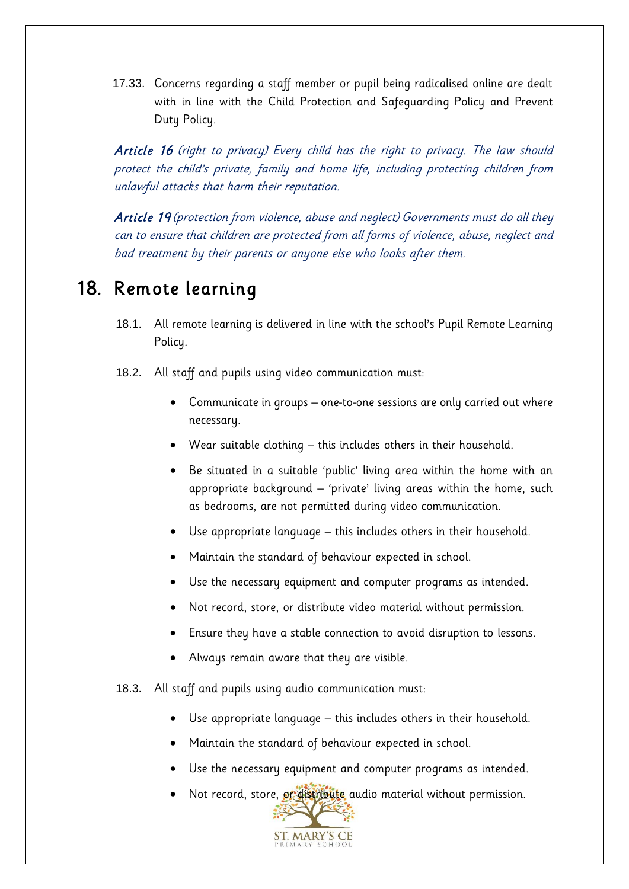17.33. Concerns regarding a staff member or pupil being radicalised online are dealt with in line with the Child Protection and Safeguarding Policy and Prevent Duty Policy.

***Article 16*** *(right to privacy) Every child has the right to privacy. The law should protect the child's private, family and home life, including protecting children from unlawful attacks that harm their reputation.*

***Article 19*** *(protection from violence, abuse and neglect) Governments must do all they can to ensure that children are protected from all forms of violence, abuse, neglect and bad treatment by their parents or anyone else who looks after them.*

# 18. Remote learning

18.1. All remote learning is delivered in line with the school's Pupil Remote Learning Policy.

18.2. All staff and pupils using video communication must:

- Communicate in groups – one-to-one sessions are only carried out where necessary.
- Wear suitable clothing – this includes others in their household.
- Be situated in a suitable 'public' living area within the home with an appropriate background – 'private' living areas within the home, such as bedrooms, are not permitted during video communication.
- Use appropriate language – this includes others in their household.
- Maintain the standard of behaviour expected in school.
- Use the necessary equipment and computer programs as intended.
- Not record, store, or distribute video material without permission.
- Ensure they have a stable connection to avoid disruption to lessons.
- Always remain aware that they are visible.

18.3. All staff and pupils using audio communication must:

- Use appropriate language – this includes others in their household.
- Maintain the standard of behaviour expected in school.
- Use the necessary equipment and computer programs as intended.
- Not record, store, or distribute audio material without permission.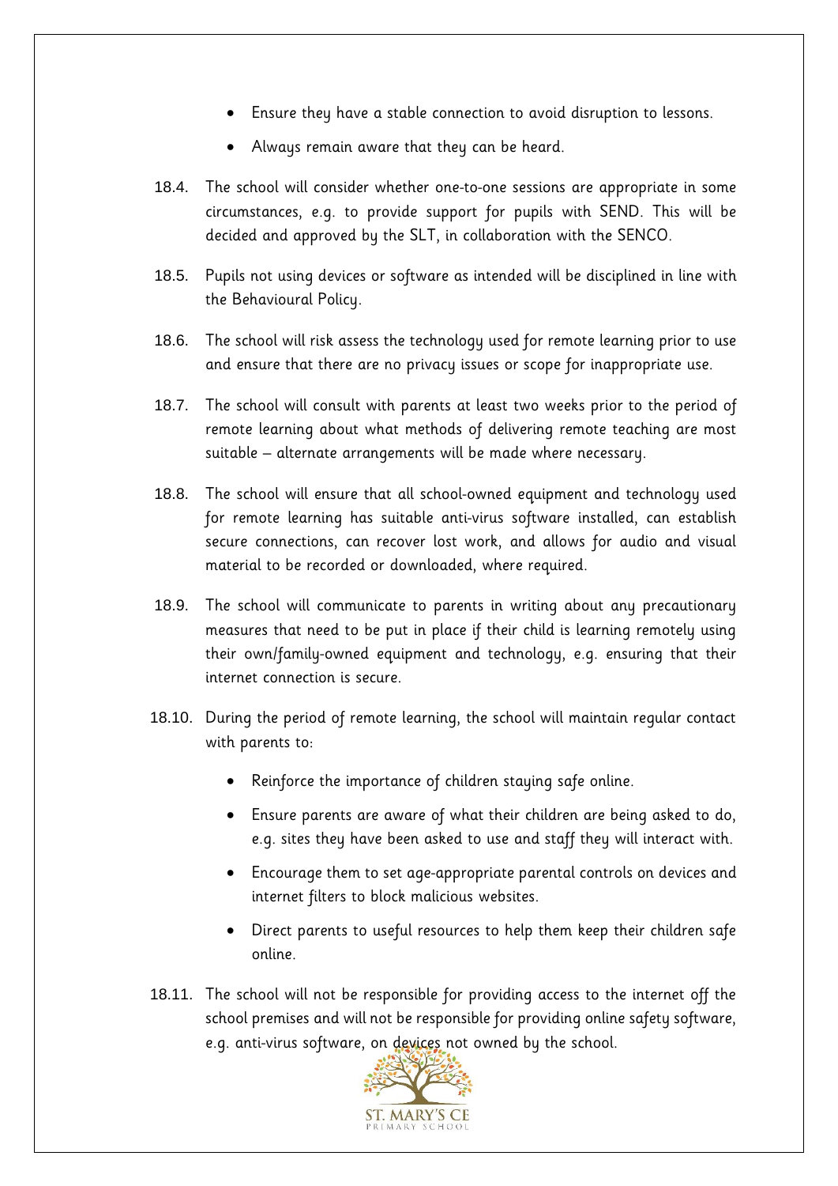- Ensure they have a stable connection to avoid disruption to lessons.
- Always remain aware that they can be heard.

18.4. The school will consider whether one-to-one sessions are appropriate in some circumstances, e.g. to provide support for pupils with SEND. This will be decided and approved by the SLT, in collaboration with the SENCO.

18.5. Pupils not using devices or software as intended will be disciplined in line with the Behavioural Policy.

18.6. The school will risk assess the technology used for remote learning prior to use and ensure that there are no privacy issues or scope for inappropriate use.

18.7. The school will consult with parents at least two weeks prior to the period of remote learning about what methods of delivering remote teaching are most suitable – alternate arrangements will be made where necessary.

18.8. The school will ensure that all school-owned equipment and technology used for remote learning has suitable anti-virus software installed, can establish secure connections, can recover lost work, and allows for audio and visual material to be recorded or downloaded, where required.

18.9. The school will communicate to parents in writing about any precautionary measures that need to be put in place if their child is learning remotely using their own/family-owned equipment and technology, e.g. ensuring that their internet connection is secure.

18.10. During the period of remote learning, the school will maintain regular contact with parents to:

- Reinforce the importance of children staying safe online.
- Ensure parents are aware of what their children are being asked to do, e.g. sites they have been asked to use and staff they will interact with.
- Encourage them to set age-appropriate parental controls on devices and internet filters to block malicious websites.
- Direct parents to useful resources to help them keep their children safe online.

18.11. The school will not be responsible for providing access to the internet off the school premises and will not be responsible for providing online safety software, e.g. anti-virus software, on devices not owned by the school.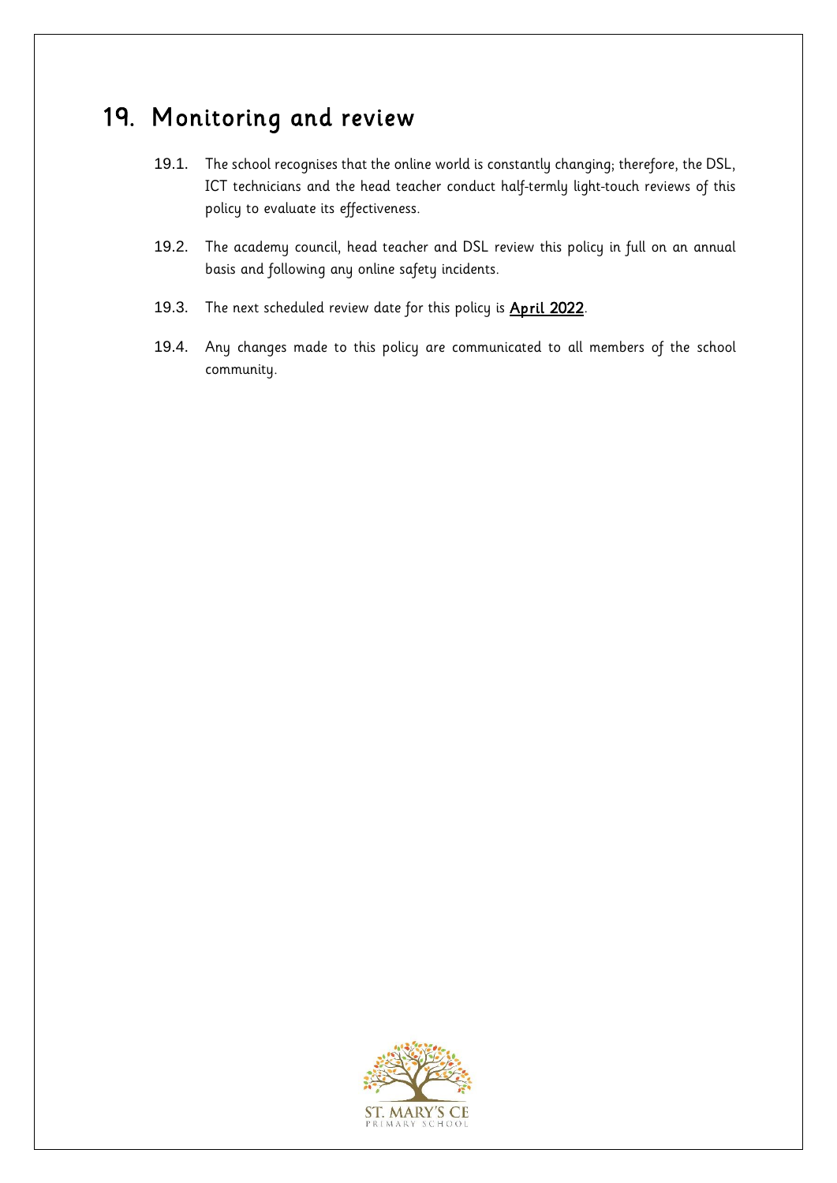# 19. Monitoring and review

19.1. The school recognises that the online world is constantly changing; therefore, the DSL, ICT technicians and the head teacher conduct half-termly light-touch reviews of this policy to evaluate its effectiveness.

19.2. The academy council, head teacher and DSL review this policy in full on an annual basis and following any online safety incidents.

19.3. The next scheduled review date for this policy is **April 2022**.

19.4. Any changes made to this policy are communicated to all members of the school community.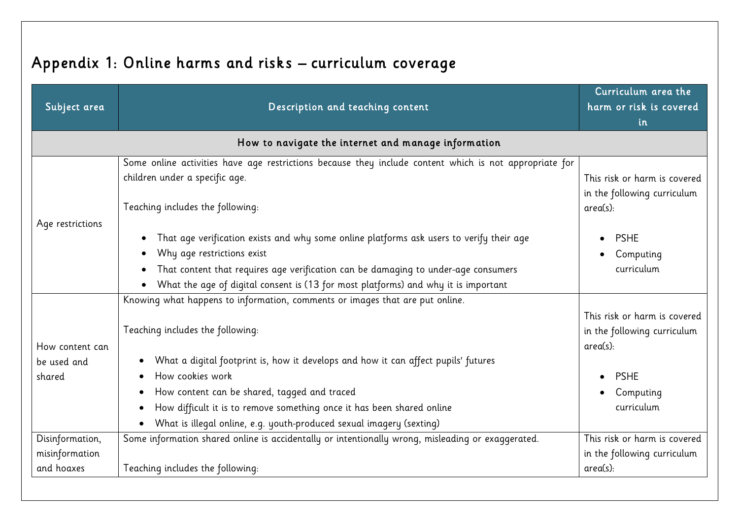# Appendix 1: Online harms and risks – curriculum coverage

| Subject area | Description and teaching content | Curriculum area the harm or risk is covered in |
|---|---|---|
| **How to navigate the internet and manage information** | | |
| Age restrictions | Some online activities have age restrictions because they include content which is not appropriate for children under a specific age.<br><br>Teaching includes the following:<br><br>• That age verification exists and why some online platforms ask users to verify their age<br>• Why age restrictions exist<br>• That content that requires age verification can be damaging to under-age consumers<br>• What the age of digital consent is (13 for most platforms) and why it is important | This risk or harm is covered in the following curriculum area(s):<br><br>• PSHE<br>• Computing curriculum |
| How content can be used and shared | Knowing what happens to information, comments or images that are put online.<br><br>Teaching includes the following:<br><br>• What a digital footprint is, how it develops and how it can affect pupils' futures<br>• How cookies work<br>• How content can be shared, tagged and traced<br>• How difficult it is to remove something once it has been shared online<br>• What is illegal online, e.g. youth-produced sexual imagery (sexting) | This risk or harm is covered in the following curriculum area(s):<br><br>• PSHE<br>• Computing curriculum |
| Disinformation, misinformation and hoaxes | Some information shared online is accidentally or intentionally wrong, misleading or exaggerated.<br><br>Teaching includes the following: | This risk or harm is covered in the following curriculum area(s): |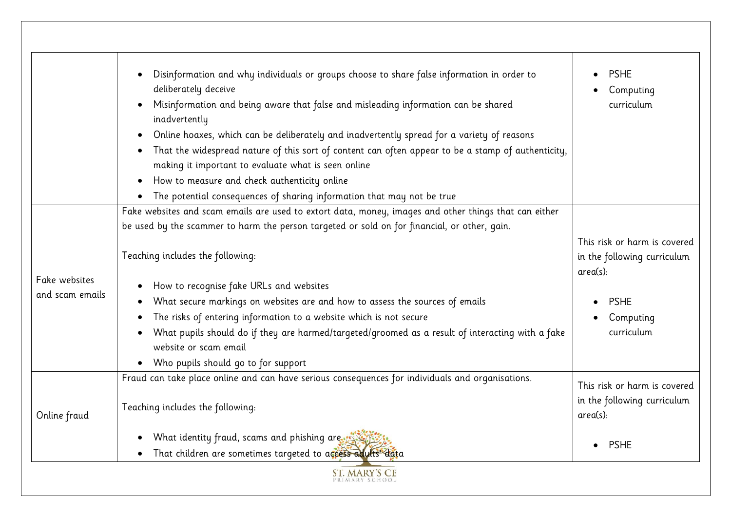| | | |
|---|---|---|
| | • Disinformation and why individuals or groups choose to share false information in order to deliberately deceive<br>• Misinformation and being aware that false and misleading information can be shared inadvertently<br>• Online hoaxes, which can be deliberately and inadvertently spread for a variety of reasons<br>• That the widespread nature of this sort of content can often appear to be a stamp of authenticity, making it important to evaluate what is seen online<br>• How to measure and check authenticity online<br>• The potential consequences of sharing information that may not be true | • PSHE<br>• Computing curriculum |
| Fake websites and scam emails | Fake websites and scam emails are used to extort data, money, images and other things that can either be used by the scammer to harm the person targeted or sold on for financial, or other, gain.<br><br>Teaching includes the following:<br><br>• How to recognise fake URLs and websites<br>• What secure markings on websites are and how to assess the sources of emails<br>• The risks of entering information to a website which is not secure<br>• What pupils should do if they are harmed/targeted/groomed as a result of interacting with a fake website or scam email<br>• Who pupils should go to for support | This risk or harm is covered in the following curriculum area(s):<br><br>• PSHE<br>• Computing curriculum |
| Online fraud | Fraud can take place online and can have serious consequences for individuals and organisations.<br><br>Teaching includes the following:<br><br>• What identity fraud, scams and phishing are<br>• That children are sometimes targeted to access adults' data | This risk or harm is covered in the following curriculum area(s):<br><br>• PSHE |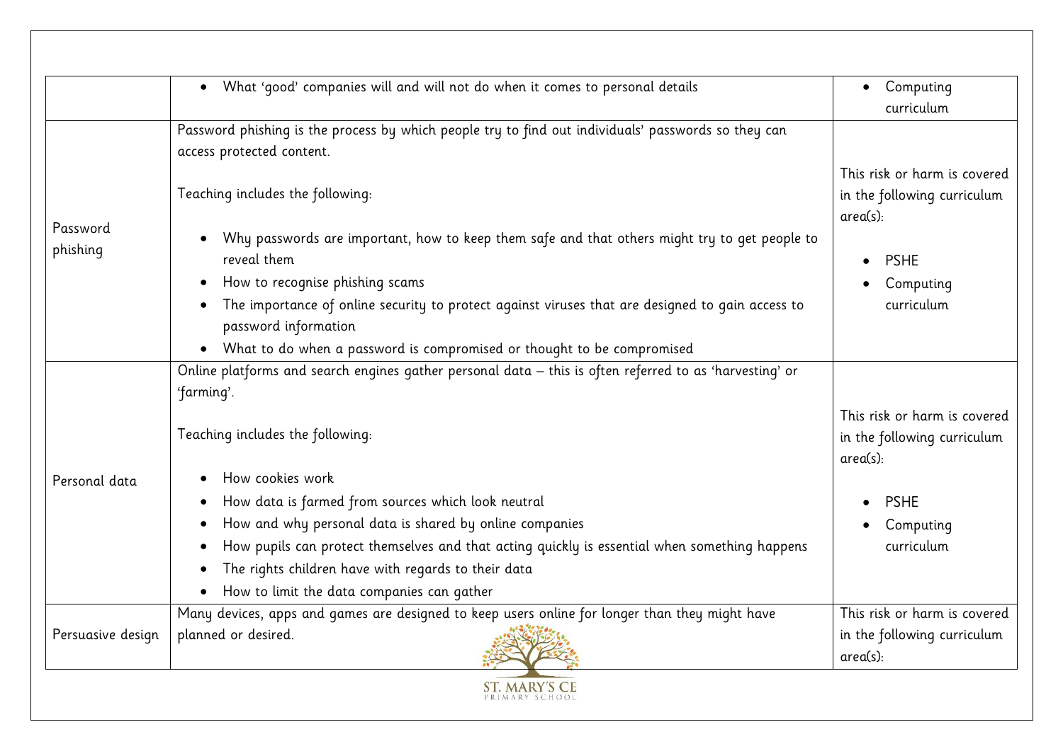| | | |
|---|---|---|
| | • What 'good' companies will and will not do when it comes to personal details | • Computing curriculum |
| Password phishing | Password phishing is the process by which people try to find out individuals' passwords so they can access protected content.<br><br>Teaching includes the following:<br><br>• Why passwords are important, how to keep them safe and that others might try to get people to reveal them<br>• How to recognise phishing scams<br>• The importance of online security to protect against viruses that are designed to gain access to password information<br>• What to do when a password is compromised or thought to be compromised | This risk or harm is covered in the following curriculum area(s):<br><br>• PSHE<br>• Computing curriculum |
| Personal data | Online platforms and search engines gather personal data – this is often referred to as 'harvesting' or 'farming'.<br><br>Teaching includes the following:<br><br>• How cookies work<br>• How data is farmed from sources which look neutral<br>• How and why personal data is shared by online companies<br>• How pupils can protect themselves and that acting quickly is essential when something happens<br>• The rights children have with regards to their data<br>• How to limit the data companies can gather | This risk or harm is covered in the following curriculum area(s):<br><br>• PSHE<br>• Computing curriculum |
| Persuasive design | Many devices, apps and games are designed to keep users online for longer than they might have planned or desired. | This risk or harm is covered in the following curriculum area(s): |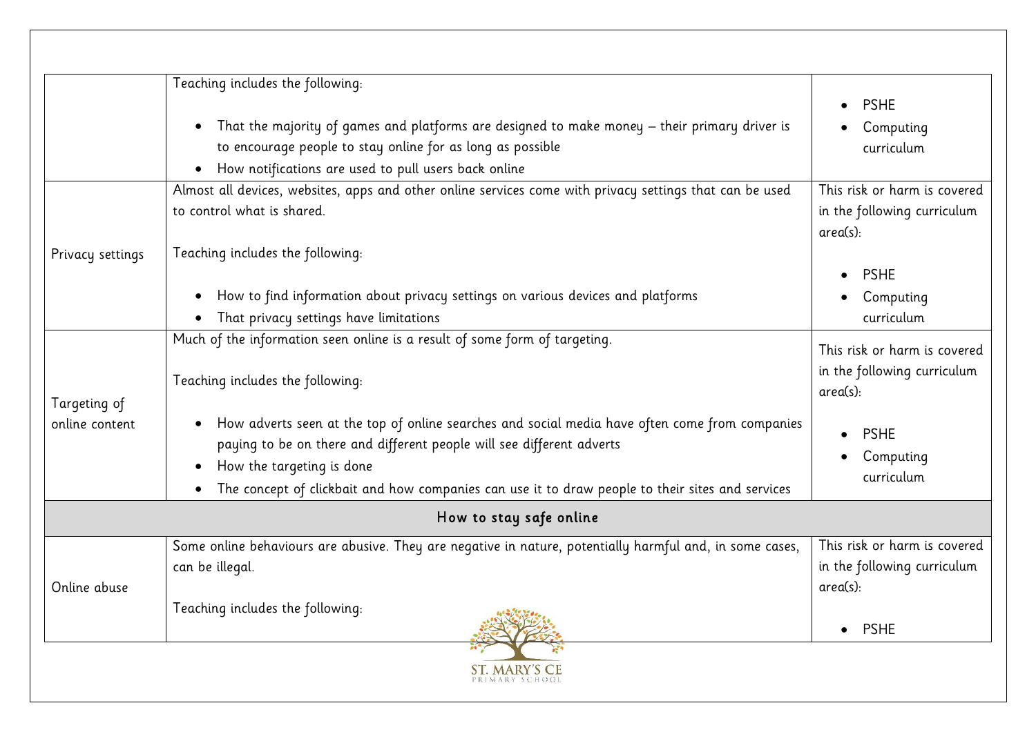| | | |
|---|---|---|
| | Teaching includes the following:<br><br>• That the majority of games and platforms are designed to make money – their primary driver is to encourage people to stay online for as long as possible<br>• How notifications are used to pull users back online | • PSHE<br>• Computing curriculum |
| Privacy settings | Almost all devices, websites, apps and other online services come with privacy settings that can be used to control what is shared.<br><br>Teaching includes the following:<br><br>• How to find information about privacy settings on various devices and platforms<br>• That privacy settings have limitations | This risk or harm is covered in the following curriculum area(s):<br><br>• PSHE<br>• Computing curriculum |
| Targeting of online content | Much of the information seen online is a result of some form of targeting.<br><br>Teaching includes the following:<br><br>• How adverts seen at the top of online searches and social media have often come from companies paying to be on there and different people will see different adverts<br>• How the targeting is done<br>• The concept of clickbait and how companies can use it to draw people to their sites and services | This risk or harm is covered in the following curriculum area(s):<br><br>• PSHE<br>• Computing curriculum |
| **How to stay safe online** | | |
| Online abuse | Some online behaviours are abusive. They are negative in nature, potentially harmful and, in some cases, can be illegal.<br><br>Teaching includes the following: | This risk or harm is covered in the following curriculum area(s):<br><br>• PSHE |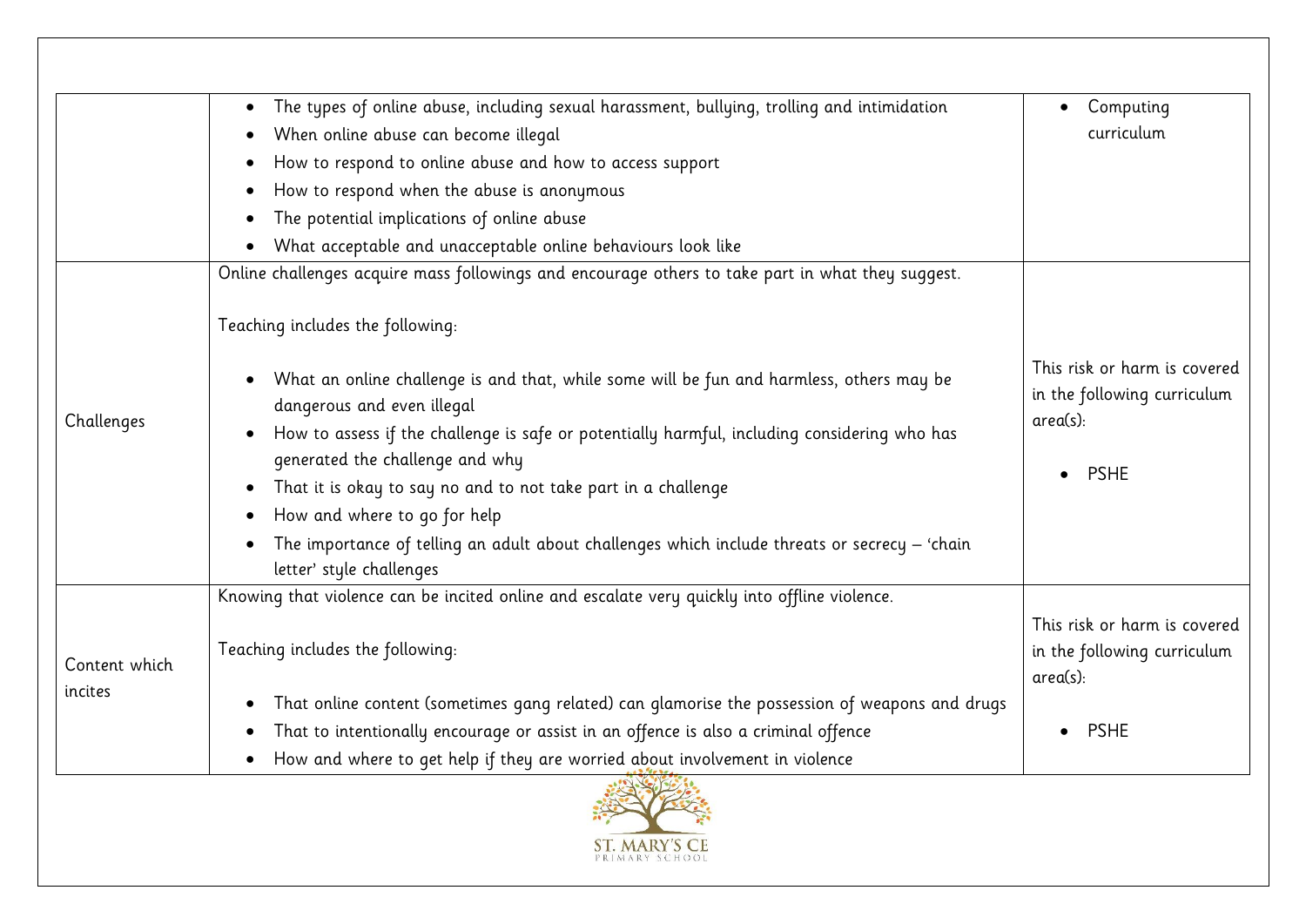|  |  |  |
|---|---|---|
|  | • The types of online abuse, including sexual harassment, bullying, trolling and intimidation<br>• When online abuse can become illegal<br>• How to respond to online abuse and how to access support<br>• How to respond when the abuse is anonymous<br>• The potential implications of online abuse<br>• What acceptable and unacceptable online behaviours look like | • Computing curriculum |
| Challenges | Online challenges acquire mass followings and encourage others to take part in what they suggest.<br><br>Teaching includes the following:<br><br>• What an online challenge is and that, while some will be fun and harmless, others may be dangerous and even illegal<br>• How to assess if the challenge is safe or potentially harmful, including considering who has generated the challenge and why<br>• That it is okay to say no and to not take part in a challenge<br>• How and where to go for help<br>• The importance of telling an adult about challenges which include threats or secrecy – 'chain letter' style challenges | This risk or harm is covered in the following curriculum area(s):<br><br>• PSHE |
| Content which incites | Knowing that violence can be incited online and escalate very quickly into offline violence.<br><br>Teaching includes the following:<br><br>• That online content (sometimes gang related) can glamorise the possession of weapons and drugs<br>• That to intentionally encourage or assist in an offence is also a criminal offence<br>• How and where to get help if they are worried about involvement in violence | This risk or harm is covered in the following curriculum area(s):<br><br>• PSHE |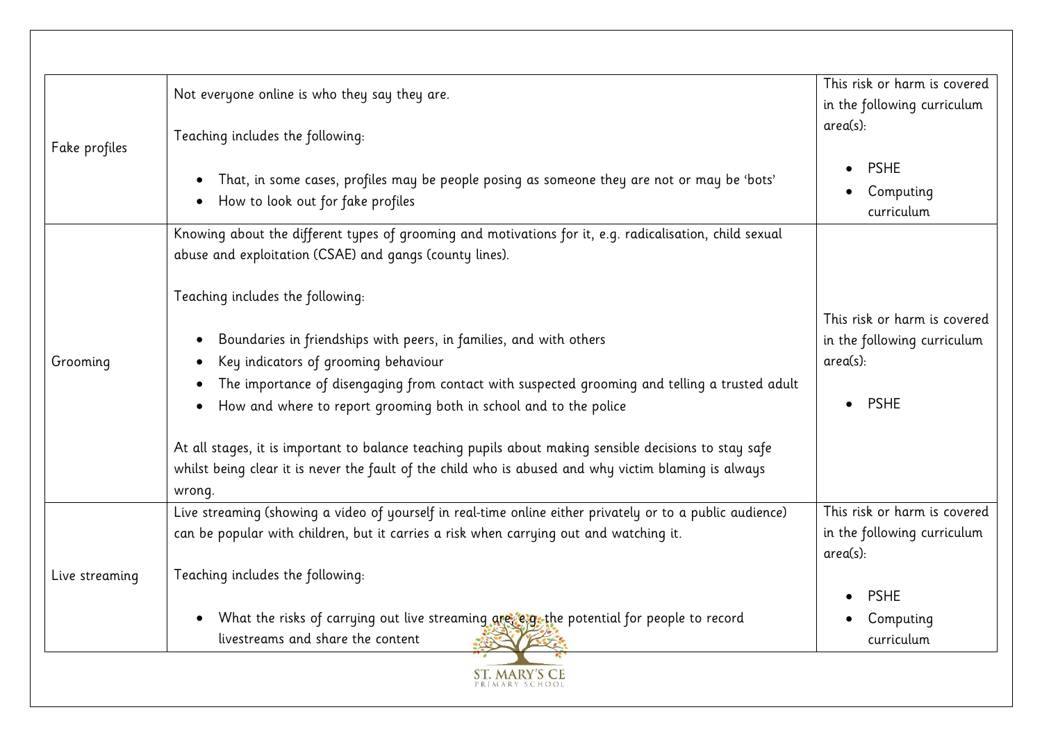| | | |
|---|---|---|
| Fake profiles | Not everyone online is who they say they are.<br><br>Teaching includes the following:<br><br>• That, in some cases, profiles may be people posing as someone they are not or may be 'bots'<br>• How to look out for fake profiles | This risk or harm is covered in the following curriculum area(s):<br><br>• PSHE<br>• Computing curriculum |
| Grooming | Knowing about the different types of grooming and motivations for it, e.g. radicalisation, child sexual abuse and exploitation (CSAE) and gangs (county lines).<br><br>Teaching includes the following:<br><br>• Boundaries in friendships with peers, in families, and with others<br>• Key indicators of grooming behaviour<br>• The importance of disengaging from contact with suspected grooming and telling a trusted adult<br>• How and where to report grooming both in school and to the police<br><br>At all stages, it is important to balance teaching pupils about making sensible decisions to stay safe whilst being clear it is never the fault of the child who is abused and why victim blaming is always wrong. | This risk or harm is covered in the following curriculum area(s):<br><br>• PSHE |
| Live streaming | Live streaming (showing a video of yourself in real-time online either privately or to a public audience) can be popular with children, but it carries a risk when carrying out and watching it.<br><br>Teaching includes the following:<br><br>• What the risks of carrying out live streaming are, e.g. the potential for people to record livestreams and share the content | This risk or harm is covered in the following curriculum area(s):<br><br>• PSHE<br>• Computing curriculum |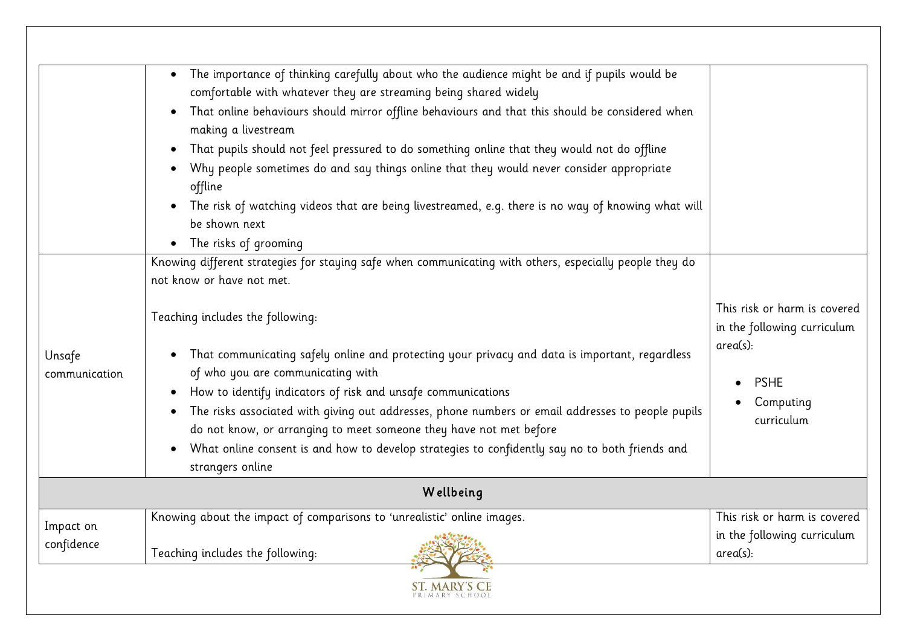| | | |
|---|---|---|
| | • The importance of thinking carefully about who the audience might be and if pupils would be comfortable with whatever they are streaming being shared widely<br>• That online behaviours should mirror offline behaviours and that this should be considered when making a livestream<br>• That pupils should not feel pressured to do something online that they would not do offline<br>• Why people sometimes do and say things online that they would never consider appropriate offline<br>• The risk of watching videos that are being livestreamed, e.g. there is no way of knowing what will be shown next<br>• The risks of grooming | |
| Unsafe communication | Knowing different strategies for staying safe when communicating with others, especially people they do not know or have not met.<br><br>Teaching includes the following:<br><br>• That communicating safely online and protecting your privacy and data is important, regardless of who you are communicating with<br>• How to identify indicators of risk and unsafe communications<br>• The risks associated with giving out addresses, phone numbers or email addresses to people pupils do not know, or arranging to meet someone they have not met before<br>• What online consent is and how to develop strategies to confidently say no to both friends and strangers online | This risk or harm is covered in the following curriculum area(s):<br><br>• PSHE<br>• Computing curriculum |
| **Wellbeing** | | |
| Impact on confidence | Knowing about the impact of comparisons to 'unrealistic' online images.<br><br>Teaching includes the following: | This risk or harm is covered in the following curriculum area(s): |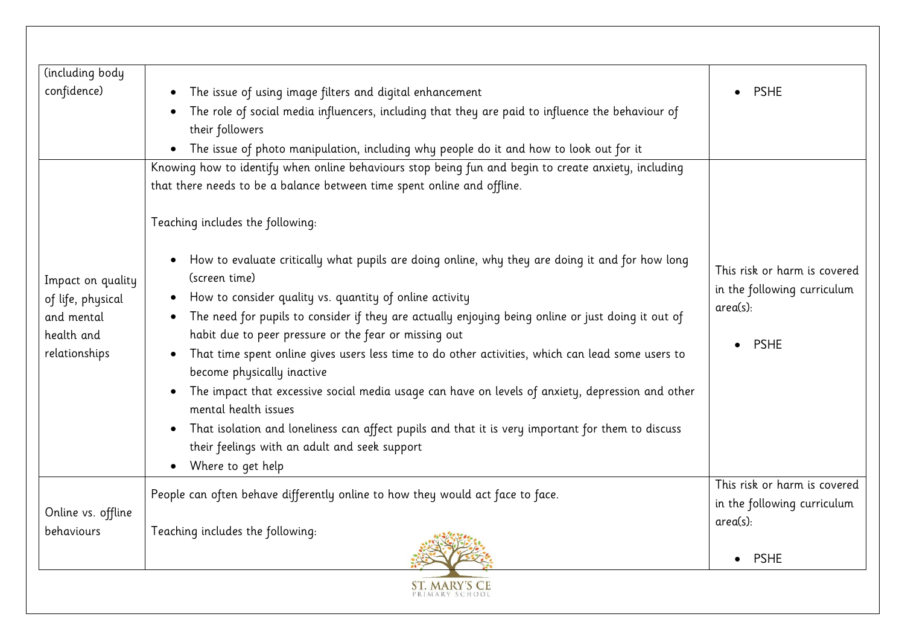| | | |
|---|---|---|
| (including body confidence) | <ul><li>The issue of using image filters and digital enhancement</li><li>The role of social media influencers, including that they are paid to influence the behaviour of their followers</li><li>The issue of photo manipulation, including why people do it and how to look out for it</li></ul> | <ul><li>PSHE</li></ul> |
| Impact on quality of life, physical and mental health and relationships | Knowing how to identify when online behaviours stop being fun and begin to create anxiety, including that there needs to be a balance between time spent online and offline.<br><br>Teaching includes the following:<br><ul><li>How to evaluate critically what pupils are doing online, why they are doing it and for how long (screen time)</li><li>How to consider quality vs. quantity of online activity</li><li>The need for pupils to consider if they are actually enjoying being online or just doing it out of habit due to peer pressure or the fear or missing out</li><li>That time spent online gives users less time to do other activities, which can lead some users to become physically inactive</li><li>The impact that excessive social media usage can have on levels of anxiety, depression and other mental health issues</li><li>That isolation and loneliness can affect pupils and that it is very important for them to discuss their feelings with an adult and seek support</li><li>Where to get help</li></ul> | This risk or harm is covered in the following curriculum area(s):<br><ul><li>PSHE</li></ul> |
| Online vs. offline behaviours | People can often behave differently online to how they would act face to face.<br><br>Teaching includes the following: | This risk or harm is covered in the following curriculum area(s):<br><ul><li>PSHE</li></ul> |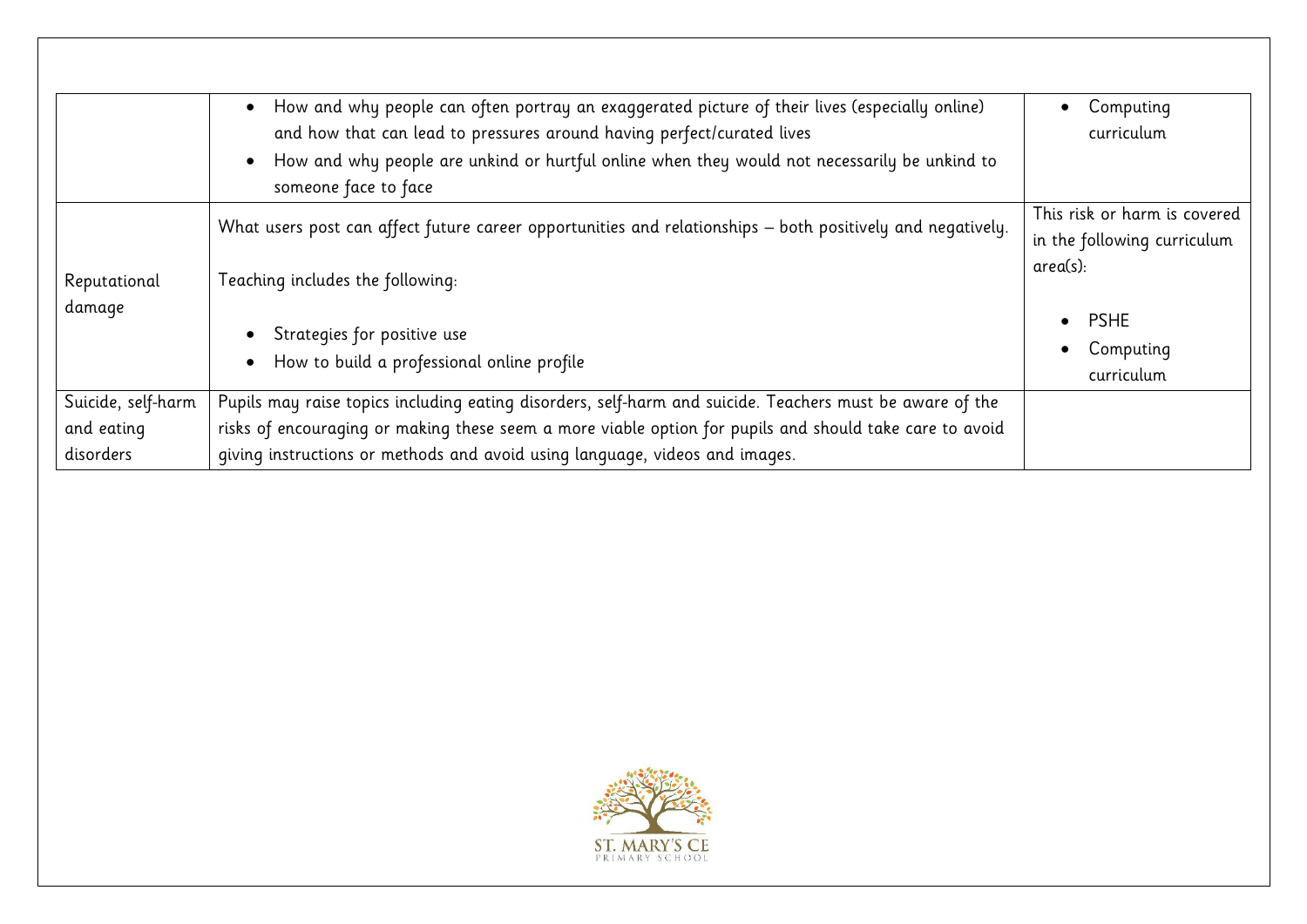| | | |
|---|---|---|
| | • How and why people can often portray an exaggerated picture of their lives (especially online) and how that can lead to pressures around having perfect/curated lives<br>• How and why people are unkind or hurtful online when they would not necessarily be unkind to someone face to face | • Computing curriculum |
| Reputational damage | What users post can affect future career opportunities and relationships – both positively and negatively.<br><br>Teaching includes the following:<br><br>• Strategies for positive use<br>• How to build a professional online profile | This risk or harm is covered in the following curriculum area(s):<br><br>• PSHE<br>• Computing curriculum |
| Suicide, self-harm and eating disorders | Pupils may raise topics including eating disorders, self-harm and suicide. Teachers must be aware of the risks of encouraging or making these seem a more viable option for pupils and should take care to avoid giving instructions or methods and avoid using language, videos and images. | |